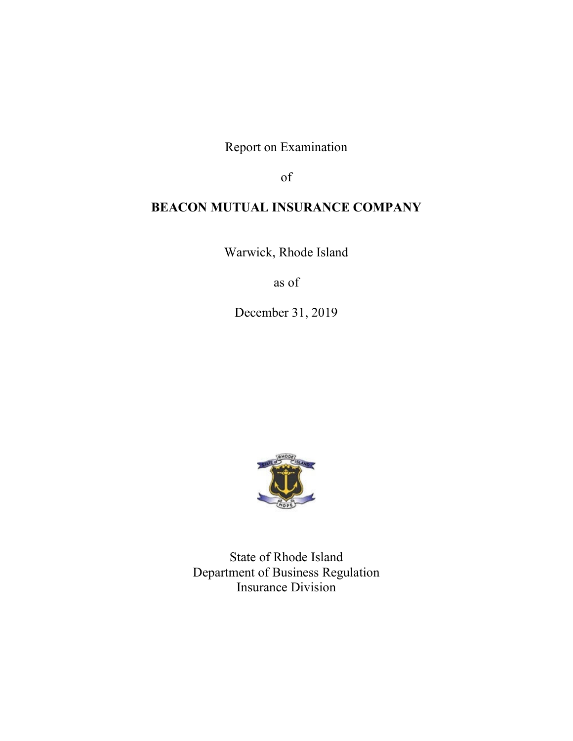Report on Examination

of

**BEACON MUTUAL INSURANCE COMPANY**

Warwick, Rhode Island

as of

December 31, 2019

State of Rhode Island
Department of Business Regulation
Insurance Division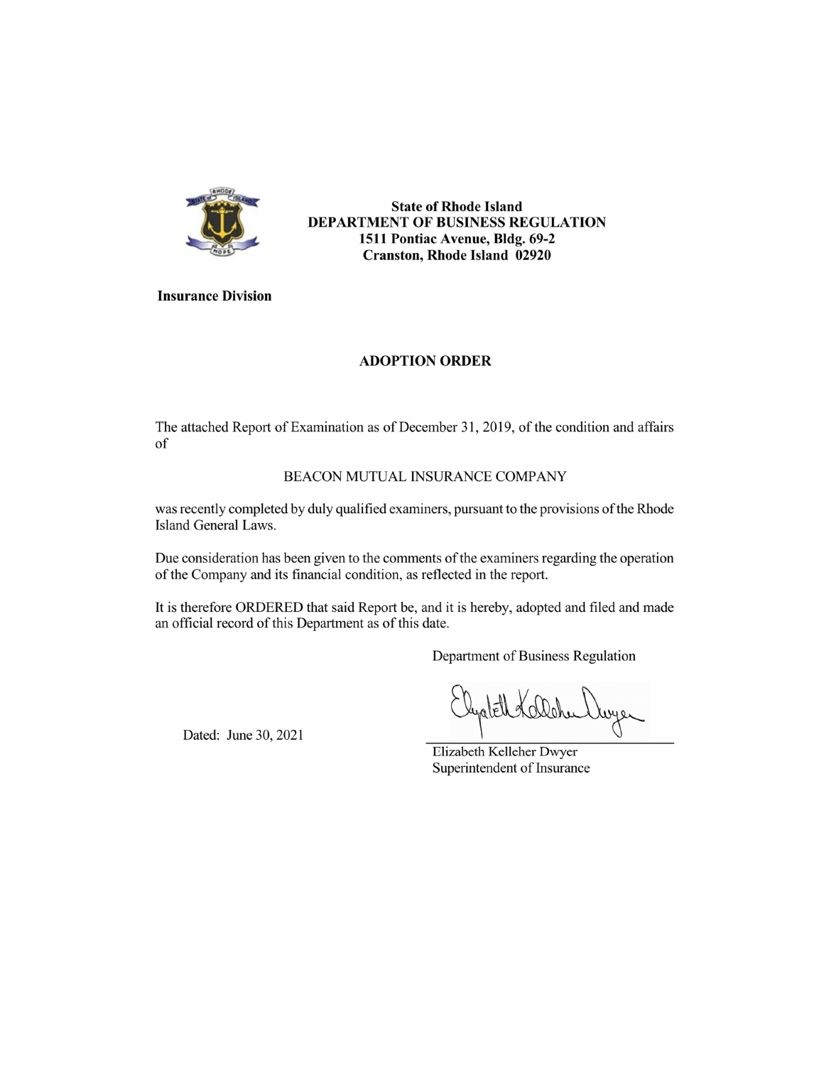**State of Rhode Island**
**DEPARTMENT OF BUSINESS REGULATION**
**1511 Pontiac Avenue, Bldg. 69-2**
**Cranston, Rhode Island 02920**

**Insurance Division**

## ADOPTION ORDER

The attached Report of Examination as of December 31, 2019, of the condition and affairs of

BEACON MUTUAL INSURANCE COMPANY

was recently completed by duly qualified examiners, pursuant to the provisions of the Rhode Island General Laws.

Due consideration has been given to the comments of the examiners regarding the operation of the Company and its financial condition, as reflected in the report.

It is therefore ORDERED that said Report be, and it is hereby, adopted and filed and made an official record of this Department as of this date.

Department of Business Regulation

Dated: June 30, 2021

Elizabeth Kelleher Dwyer
Superintendent of Insurance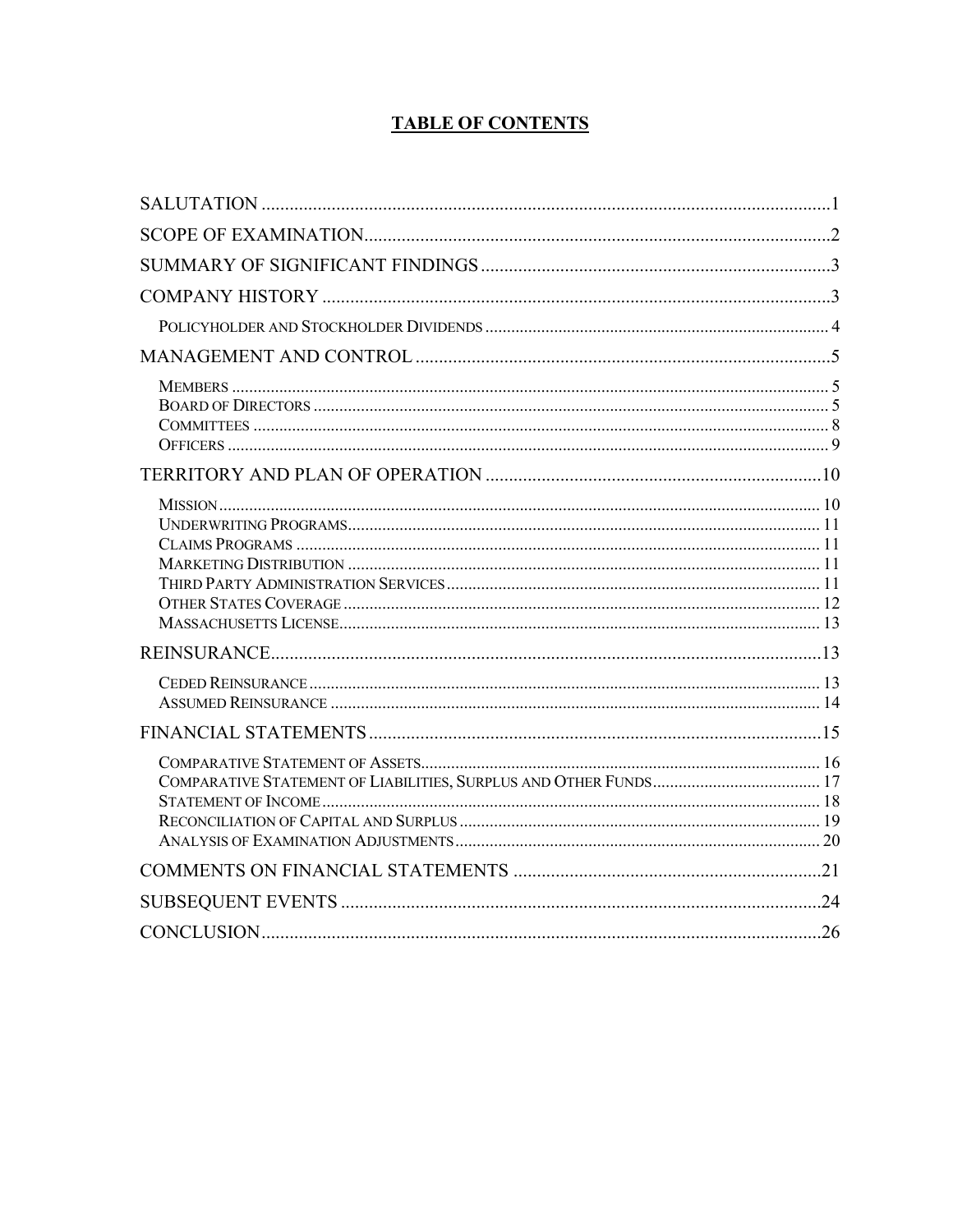## TABLE OF CONTENTS

SALUTATION .....1

SCOPE OF EXAMINATION .....2

SUMMARY OF SIGNIFICANT FINDINGS .....3

COMPANY HISTORY .....3

- Policyholder and Stockholder Dividends .....4

MANAGEMENT AND CONTROL .....5

- Members .....5
- Board of Directors .....5
- Committees .....8
- Officers .....9

TERRITORY AND PLAN OF OPERATION .....10

- Mission .....10
- Underwriting Programs .....11
- Claims Programs .....11
- Marketing Distribution .....11
- Third Party Administration Services .....11
- Other States Coverage .....12
- Massachusetts License .....13

REINSURANCE .....13

- Ceded Reinsurance .....13
- Assumed Reinsurance .....14

FINANCIAL STATEMENTS .....15

- Comparative Statement of Assets .....16
- Comparative Statement of Liabilities, Surplus and Other Funds .....17
- Statement of Income .....18
- Reconciliation of Capital and Surplus .....19
- Analysis of Examination Adjustments .....20

COMMENTS ON FINANCIAL STATEMENTS .....21

SUBSEQUENT EVENTS .....24

CONCLUSION .....26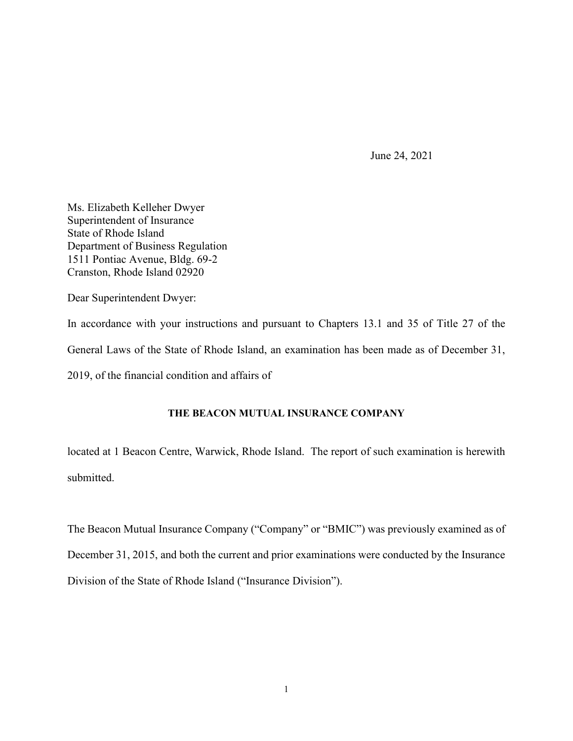June 24, 2021

Ms. Elizabeth Kelleher Dwyer
Superintendent of Insurance
State of Rhode Island
Department of Business Regulation
1511 Pontiac Avenue, Bldg. 69-2
Cranston, Rhode Island 02920

Dear Superintendent Dwyer:

In accordance with your instructions and pursuant to Chapters 13.1 and 35 of Title 27 of the General Laws of the State of Rhode Island, an examination has been made as of December 31, 2019, of the financial condition and affairs of

**THE BEACON MUTUAL INSURANCE COMPANY**

located at 1 Beacon Centre, Warwick, Rhode Island. The report of such examination is herewith submitted.

The Beacon Mutual Insurance Company ("Company" or "BMIC") was previously examined as of December 31, 2015, and both the current and prior examinations were conducted by the Insurance Division of the State of Rhode Island ("Insurance Division").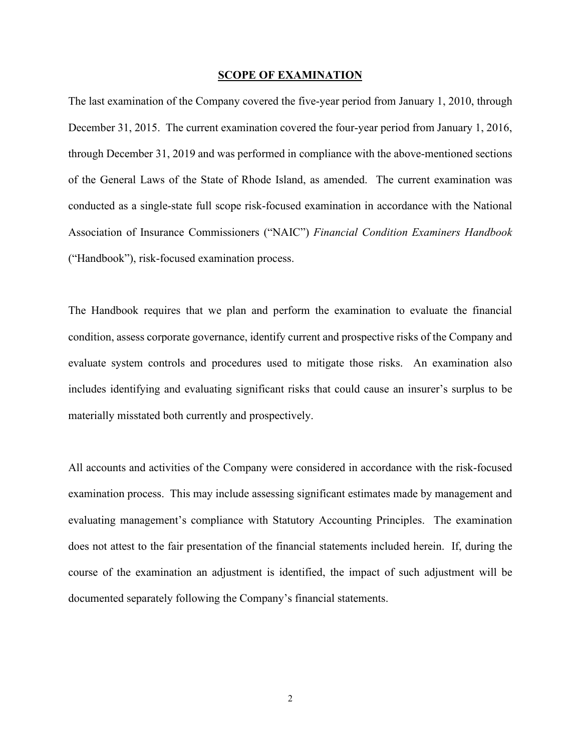## SCOPE OF EXAMINATION

The last examination of the Company covered the five-year period from January 1, 2010, through December 31, 2015. The current examination covered the four-year period from January 1, 2016, through December 31, 2019 and was performed in compliance with the above-mentioned sections of the General Laws of the State of Rhode Island, as amended. The current examination was conducted as a single-state full scope risk-focused examination in accordance with the National Association of Insurance Commissioners ("NAIC") *Financial Condition Examiners Handbook* ("Handbook"), risk-focused examination process.

The Handbook requires that we plan and perform the examination to evaluate the financial condition, assess corporate governance, identify current and prospective risks of the Company and evaluate system controls and procedures used to mitigate those risks. An examination also includes identifying and evaluating significant risks that could cause an insurer's surplus to be materially misstated both currently and prospectively.

All accounts and activities of the Company were considered in accordance with the risk-focused examination process. This may include assessing significant estimates made by management and evaluating management's compliance with Statutory Accounting Principles. The examination does not attest to the fair presentation of the financial statements included herein. If, during the course of the examination an adjustment is identified, the impact of such adjustment will be documented separately following the Company's financial statements.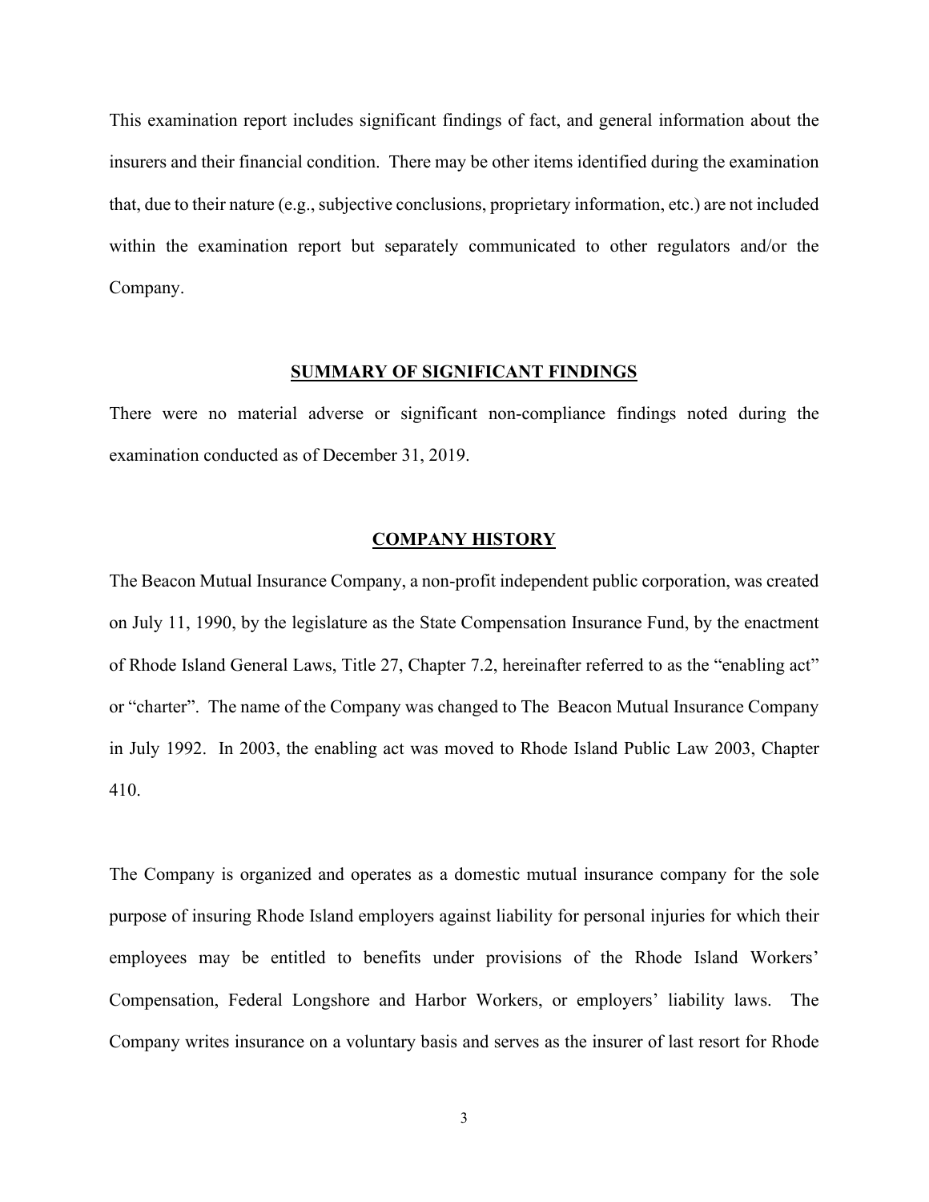This examination report includes significant findings of fact, and general information about the insurers and their financial condition. There may be other items identified during the examination that, due to their nature (e.g., subjective conclusions, proprietary information, etc.) are not included within the examination report but separately communicated to other regulators and/or the Company.

## SUMMARY OF SIGNIFICANT FINDINGS

There were no material adverse or significant non-compliance findings noted during the examination conducted as of December 31, 2019.

## COMPANY HISTORY

The Beacon Mutual Insurance Company, a non-profit independent public corporation, was created on July 11, 1990, by the legislature as the State Compensation Insurance Fund, by the enactment of Rhode Island General Laws, Title 27, Chapter 7.2, hereinafter referred to as the "enabling act" or "charter". The name of the Company was changed to The Beacon Mutual Insurance Company in July 1992. In 2003, the enabling act was moved to Rhode Island Public Law 2003, Chapter 410.

The Company is organized and operates as a domestic mutual insurance company for the sole purpose of insuring Rhode Island employers against liability for personal injuries for which their employees may be entitled to benefits under provisions of the Rhode Island Workers' Compensation, Federal Longshore and Harbor Workers, or employers' liability laws. The Company writes insurance on a voluntary basis and serves as the insurer of last resort for Rhode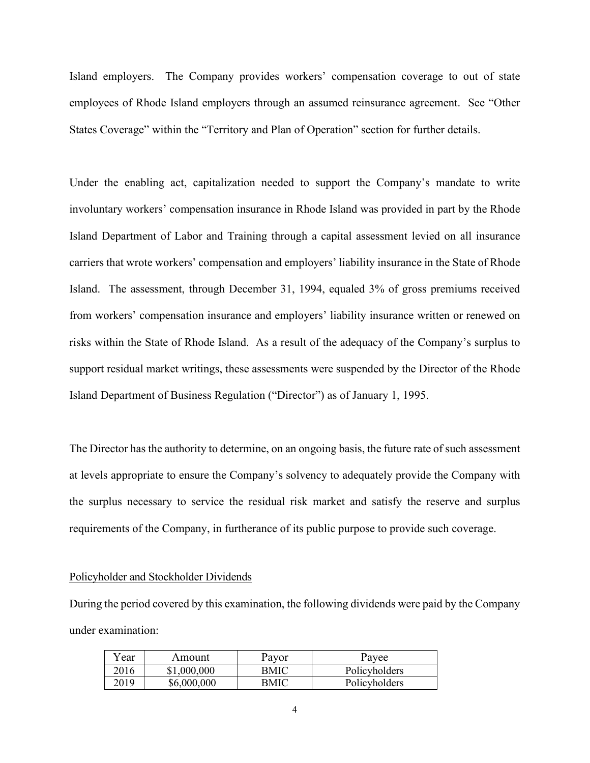Island employers. The Company provides workers' compensation coverage to out of state employees of Rhode Island employers through an assumed reinsurance agreement. See "Other States Coverage" within the "Territory and Plan of Operation" section for further details.

Under the enabling act, capitalization needed to support the Company's mandate to write involuntary workers' compensation insurance in Rhode Island was provided in part by the Rhode Island Department of Labor and Training through a capital assessment levied on all insurance carriers that wrote workers' compensation and employers' liability insurance in the State of Rhode Island. The assessment, through December 31, 1994, equaled 3% of gross premiums received from workers' compensation insurance and employers' liability insurance written or renewed on risks within the State of Rhode Island. As a result of the adequacy of the Company's surplus to support residual market writings, these assessments were suspended by the Director of the Rhode Island Department of Business Regulation ("Director") as of January 1, 1995.

The Director has the authority to determine, on an ongoing basis, the future rate of such assessment at levels appropriate to ensure the Company's solvency to adequately provide the Company with the surplus necessary to service the residual risk market and satisfy the reserve and surplus requirements of the Company, in furtherance of its public purpose to provide such coverage.

## Policyholder and Stockholder Dividends

During the period covered by this examination, the following dividends were paid by the Company under examination:

| Year | Amount | Payor | Payee |
|---|---|---|---|
| 2016 | $1,000,000 | BMIC | Policyholders |
| 2019 | $6,000,000 | BMIC | Policyholders |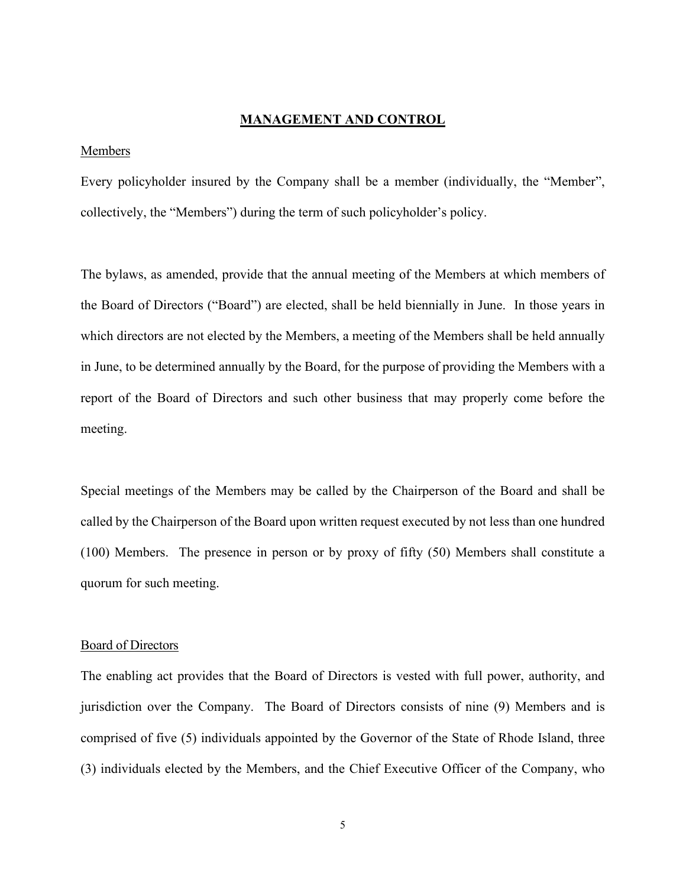## MANAGEMENT AND CONTROL

### Members

Every policyholder insured by the Company shall be a member (individually, the "Member", collectively, the "Members") during the term of such policyholder's policy.

The bylaws, as amended, provide that the annual meeting of the Members at which members of the Board of Directors ("Board") are elected, shall be held biennially in June. In those years in which directors are not elected by the Members, a meeting of the Members shall be held annually in June, to be determined annually by the Board, for the purpose of providing the Members with a report of the Board of Directors and such other business that may properly come before the meeting.

Special meetings of the Members may be called by the Chairperson of the Board and shall be called by the Chairperson of the Board upon written request executed by not less than one hundred (100) Members. The presence in person or by proxy of fifty (50) Members shall constitute a quorum for such meeting.

### Board of Directors

The enabling act provides that the Board of Directors is vested with full power, authority, and jurisdiction over the Company. The Board of Directors consists of nine (9) Members and is comprised of five (5) individuals appointed by the Governor of the State of Rhode Island, three (3) individuals elected by the Members, and the Chief Executive Officer of the Company, who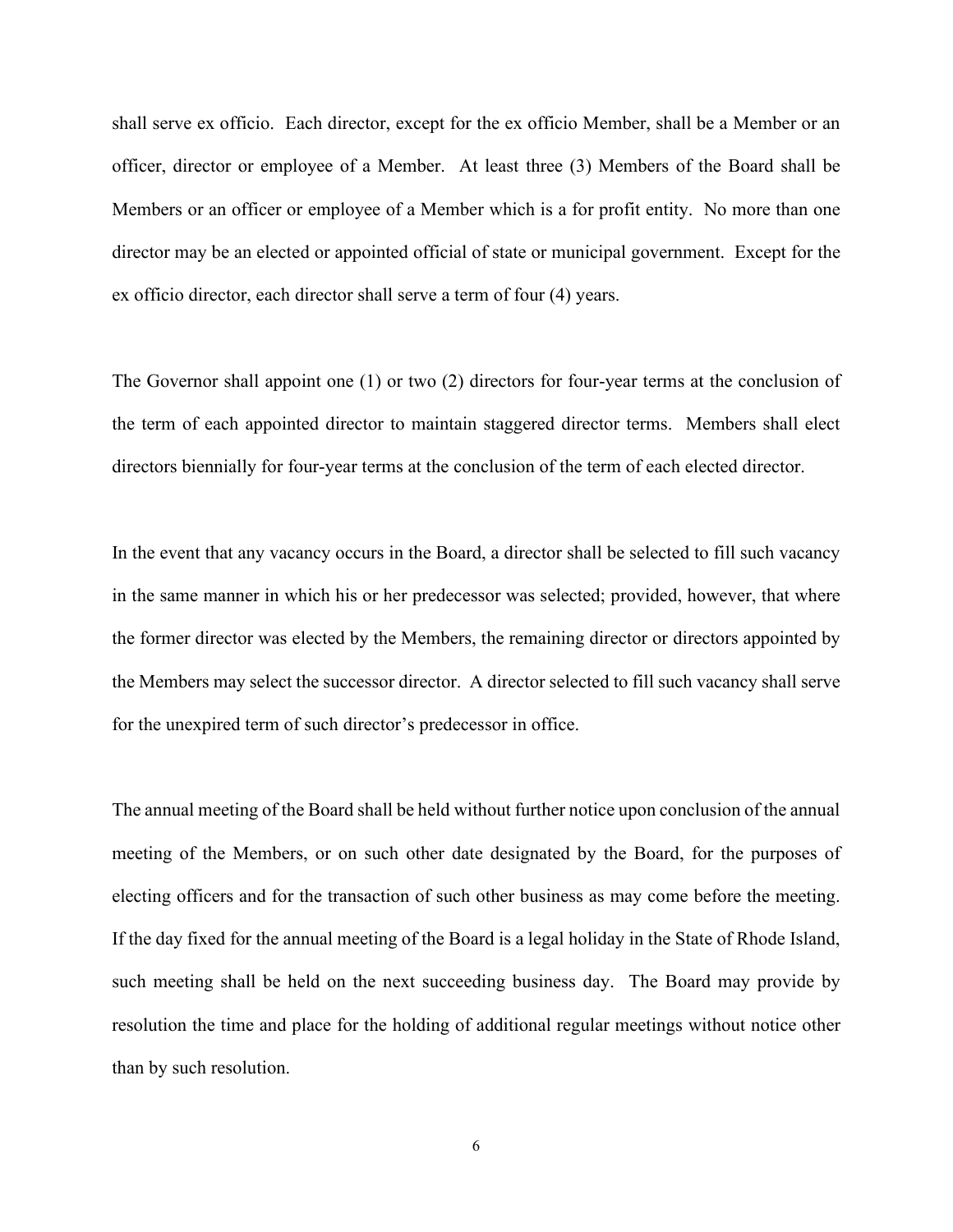shall serve ex officio. Each director, except for the ex officio Member, shall be a Member or an officer, director or employee of a Member. At least three (3) Members of the Board shall be Members or an officer or employee of a Member which is a for profit entity. No more than one director may be an elected or appointed official of state or municipal government. Except for the ex officio director, each director shall serve a term of four (4) years.

The Governor shall appoint one (1) or two (2) directors for four-year terms at the conclusion of the term of each appointed director to maintain staggered director terms. Members shall elect directors biennially for four-year terms at the conclusion of the term of each elected director.

In the event that any vacancy occurs in the Board, a director shall be selected to fill such vacancy in the same manner in which his or her predecessor was selected; provided, however, that where the former director was elected by the Members, the remaining director or directors appointed by the Members may select the successor director. A director selected to fill such vacancy shall serve for the unexpired term of such director's predecessor in office.

The annual meeting of the Board shall be held without further notice upon conclusion of the annual meeting of the Members, or on such other date designated by the Board, for the purposes of electing officers and for the transaction of such other business as may come before the meeting. If the day fixed for the annual meeting of the Board is a legal holiday in the State of Rhode Island, such meeting shall be held on the next succeeding business day. The Board may provide by resolution the time and place for the holding of additional regular meetings without notice other than by such resolution.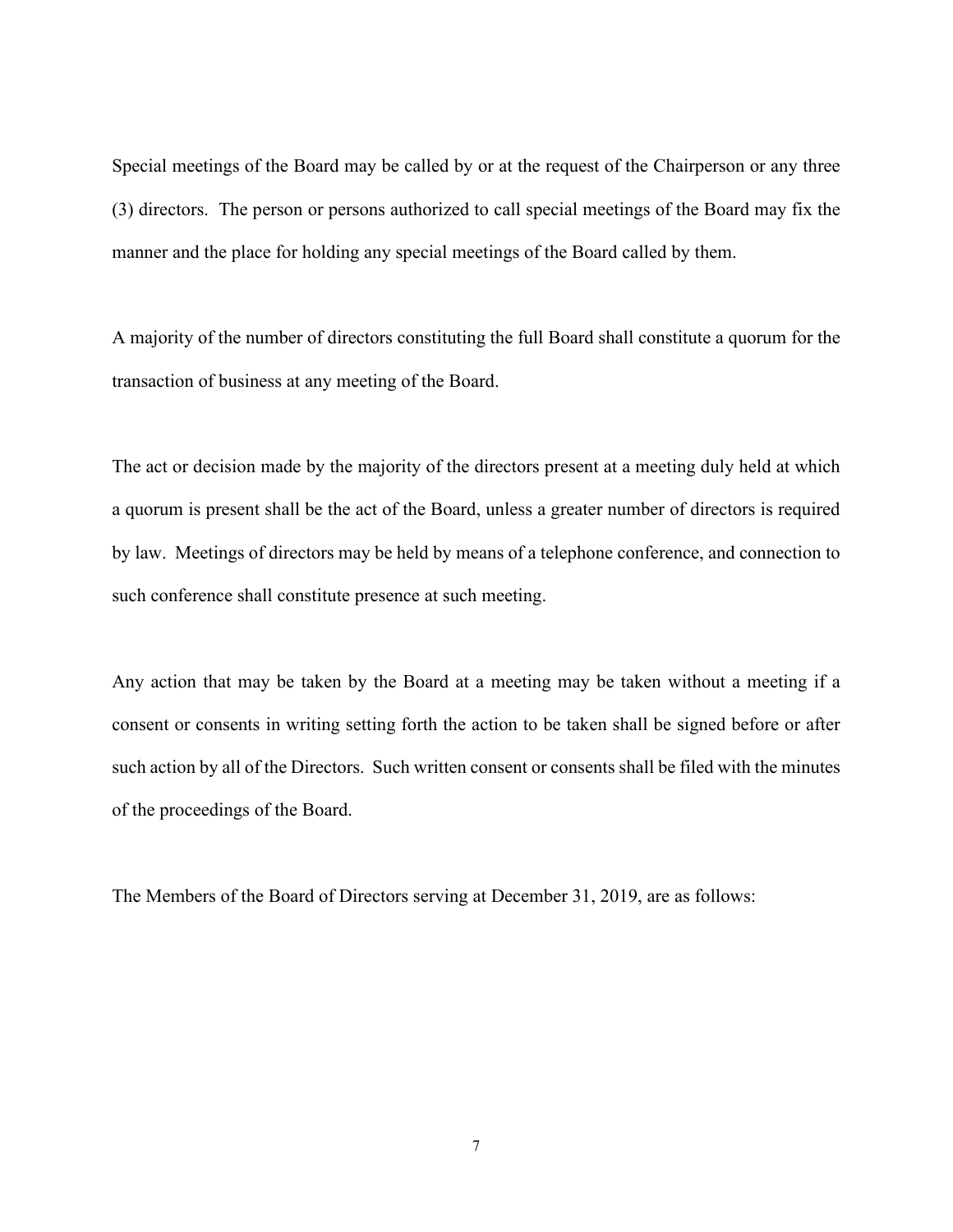Special meetings of the Board may be called by or at the request of the Chairperson or any three (3) directors. The person or persons authorized to call special meetings of the Board may fix the manner and the place for holding any special meetings of the Board called by them.

A majority of the number of directors constituting the full Board shall constitute a quorum for the transaction of business at any meeting of the Board.

The act or decision made by the majority of the directors present at a meeting duly held at which a quorum is present shall be the act of the Board, unless a greater number of directors is required by law. Meetings of directors may be held by means of a telephone conference, and connection to such conference shall constitute presence at such meeting.

Any action that may be taken by the Board at a meeting may be taken without a meeting if a consent or consents in writing setting forth the action to be taken shall be signed before or after such action by all of the Directors. Such written consent or consents shall be filed with the minutes of the proceedings of the Board.

The Members of the Board of Directors serving at December 31, 2019, are as follows: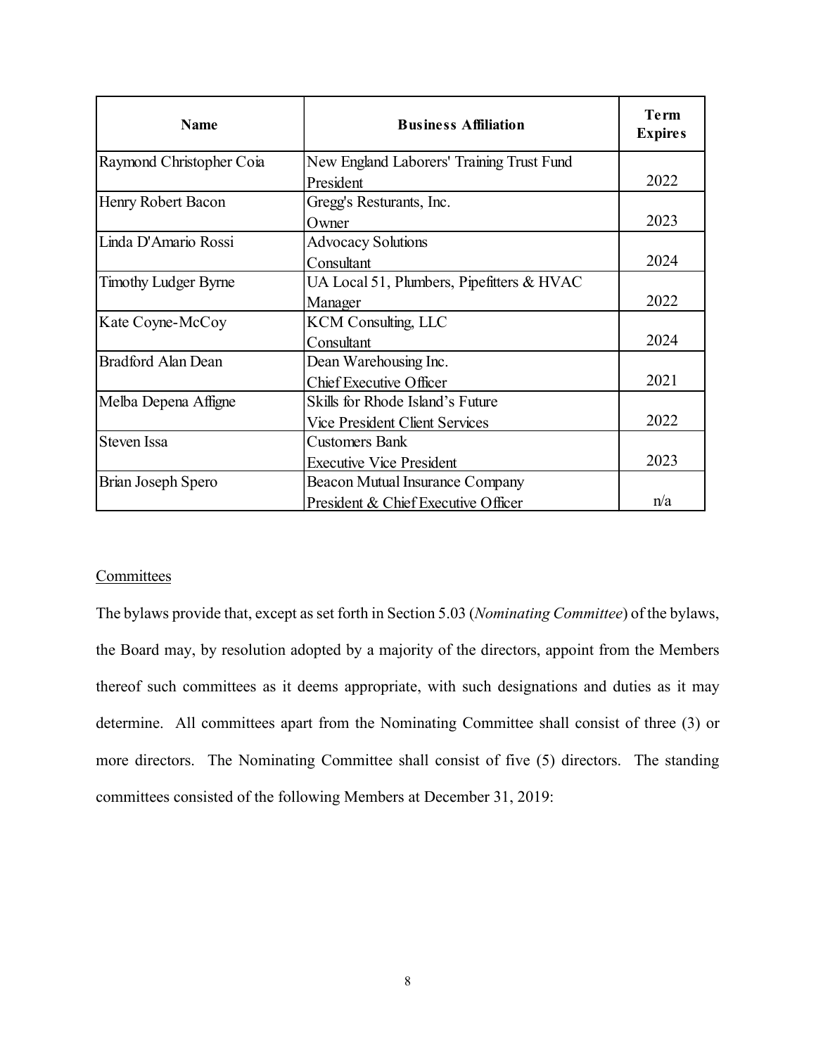| Name | Business Affiliation | Term Expires |
| --- | --- | --- |
| Raymond Christopher Coia | New England Laborers' Training Trust Fund President | 2022 |
| Henry Robert Bacon | Gregg's Resturants, Inc. Owner | 2023 |
| Linda D'Amario Rossi | Advocacy Solutions Consultant | 2024 |
| Timothy Ludger Byrne | UA Local 51, Plumbers, Pipefitters & HVAC Manager | 2022 |
| Kate Coyne-McCoy | KCM Consulting, LLC Consultant | 2024 |
| Bradford Alan Dean | Dean Warehousing Inc. Chief Executive Officer | 2021 |
| Melba Depena Affigne | Skills for Rhode Island's Future Vice President Client Services | 2022 |
| Steven Issa | Customers Bank Executive Vice President | 2023 |
| Brian Joseph Spero | Beacon Mutual Insurance Company President & Chief Executive Officer | n/a |

Committees

The bylaws provide that, except as set forth in Section 5.03 (*Nominating Committee*) of the bylaws, the Board may, by resolution adopted by a majority of the directors, appoint from the Members thereof such committees as it deems appropriate, with such designations and duties as it may determine. All committees apart from the Nominating Committee shall consist of three (3) or more directors. The Nominating Committee shall consist of five (5) directors. The standing committees consisted of the following Members at December 31, 2019: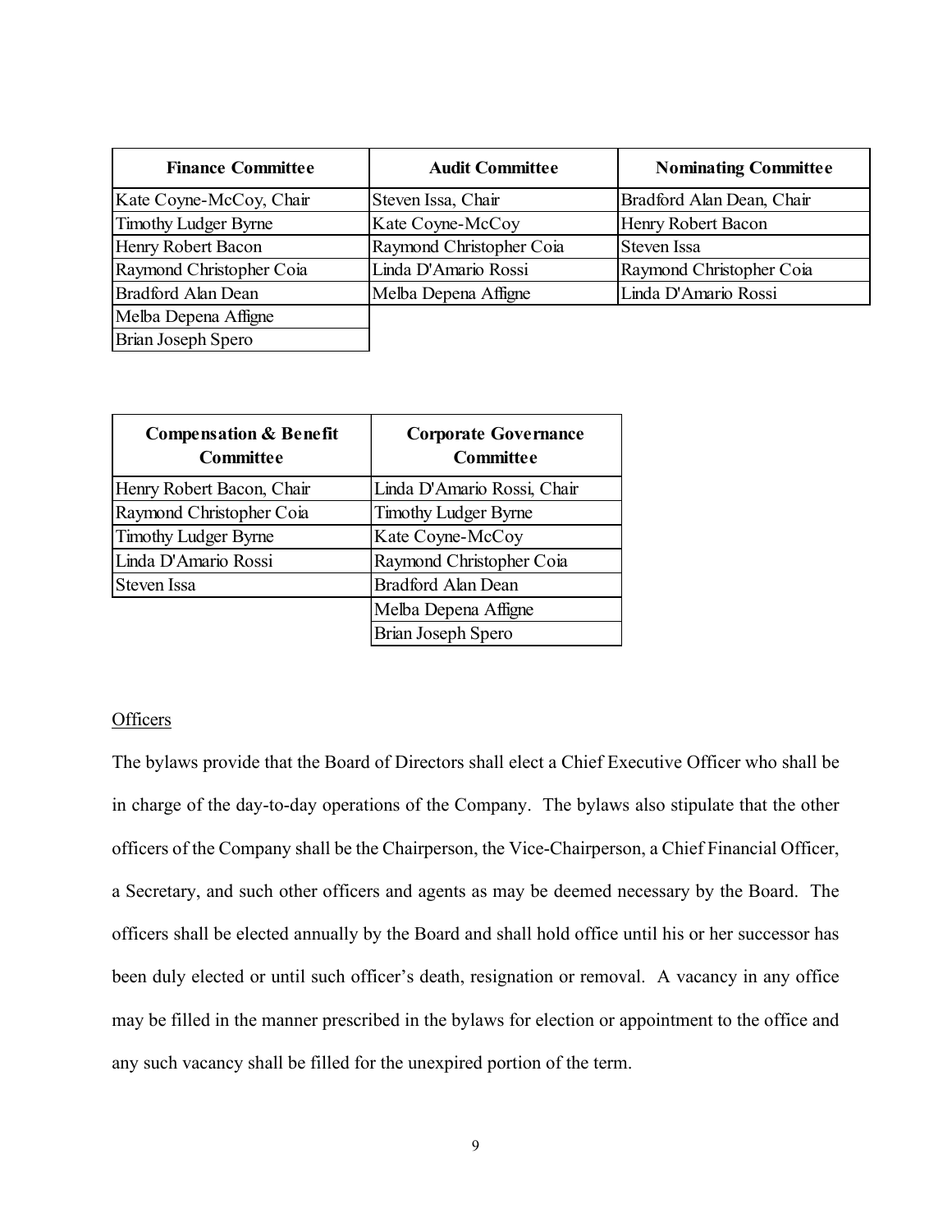| Finance Committee | Audit Committee | Nominating Committee |
|---|---|---|
| Kate Coyne-McCoy, Chair | Steven Issa, Chair | Bradford Alan Dean, Chair |
| Timothy Ludger Byrne | Kate Coyne-McCoy | Henry Robert Bacon |
| Henry Robert Bacon | Raymond Christopher Coia | Steven Issa |
| Raymond Christopher Coia | Linda D'Amario Rossi | Raymond Christopher Coia |
| Bradford Alan Dean | Melba Depena Affigne | Linda D'Amario Rossi |
| Melba Depena Affigne | | |
| Brian Joseph Spero | | |

| Compensation & Benefit Committee | Corporate Governance Committee |
|---|---|
| Henry Robert Bacon, Chair | Linda D'Amario Rossi, Chair |
| Raymond Christopher Coia | Timothy Ludger Byrne |
| Timothy Ludger Byrne | Kate Coyne-McCoy |
| Linda D'Amario Rossi | Raymond Christopher Coia |
| Steven Issa | Bradford Alan Dean |
| | Melba Depena Affigne |
| | Brian Joseph Spero |

Officers

The bylaws provide that the Board of Directors shall elect a Chief Executive Officer who shall be in charge of the day-to-day operations of the Company. The bylaws also stipulate that the other officers of the Company shall be the Chairperson, the Vice-Chairperson, a Chief Financial Officer, a Secretary, and such other officers and agents as may be deemed necessary by the Board. The officers shall be elected annually by the Board and shall hold office until his or her successor has been duly elected or until such officer's death, resignation or removal. A vacancy in any office may be filled in the manner prescribed in the bylaws for election or appointment to the office and any such vacancy shall be filled for the unexpired portion of the term.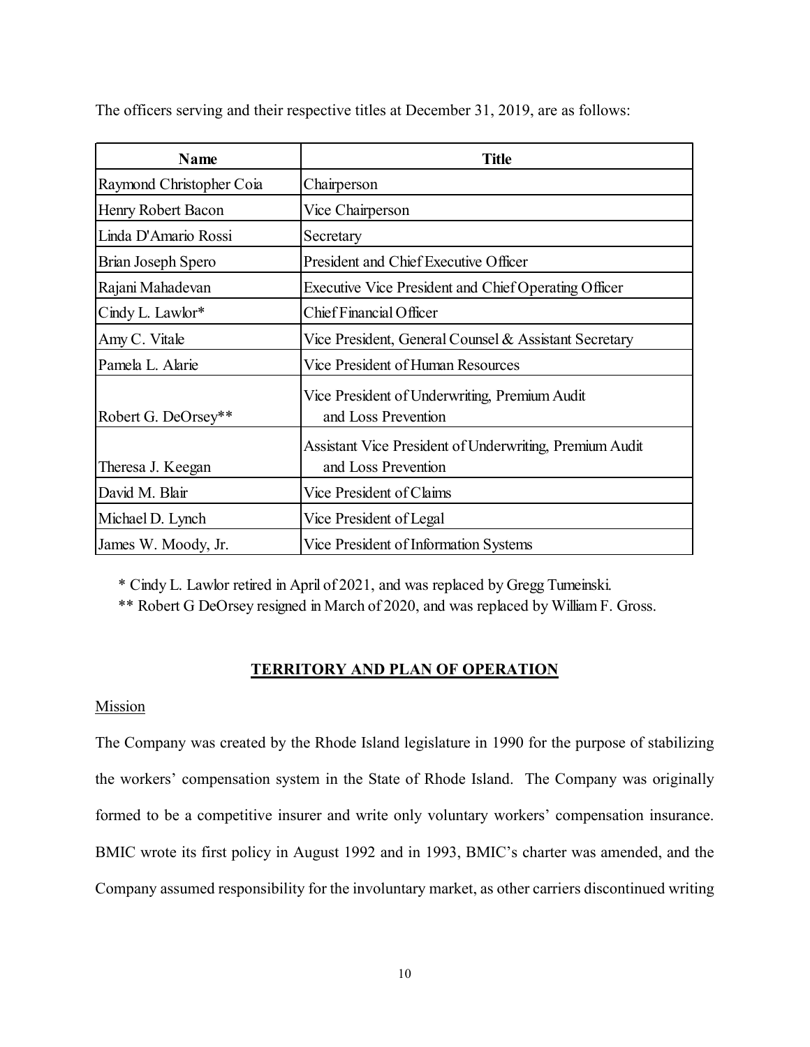The officers serving and their respective titles at December 31, 2019, are as follows:

| Name | Title |
|---|---|
| Raymond Christopher Coia | Chairperson |
| Henry Robert Bacon | Vice Chairperson |
| Linda D'Amario Rossi | Secretary |
| Brian Joseph Spero | President and Chief Executive Officer |
| Rajani Mahadevan | Executive Vice President and Chief Operating Officer |
| Cindy L. Lawlor* | Chief Financial Officer |
| Amy C. Vitale | Vice President, General Counsel & Assistant Secretary |
| Pamela L. Alarie | Vice President of Human Resources |
| Robert G. DeOrsey** | Vice President of Underwriting, Premium Audit and Loss Prevention |
| Theresa J. Keegan | Assistant Vice President of Underwriting, Premium Audit and Loss Prevention |
| David M. Blair | Vice President of Claims |
| Michael D. Lynch | Vice President of Legal |
| James W. Moody, Jr. | Vice President of Information Systems |

\* Cindy L. Lawlor retired in April of 2021, and was replaced by Gregg Tumeinski.

\*\* Robert G DeOrsey resigned in March of 2020, and was replaced by William F. Gross.

## TERRITORY AND PLAN OF OPERATION

Mission

The Company was created by the Rhode Island legislature in 1990 for the purpose of stabilizing the workers' compensation system in the State of Rhode Island. The Company was originally formed to be a competitive insurer and write only voluntary workers' compensation insurance. BMIC wrote its first policy in August 1992 and in 1993, BMIC's charter was amended, and the Company assumed responsibility for the involuntary market, as other carriers discontinued writing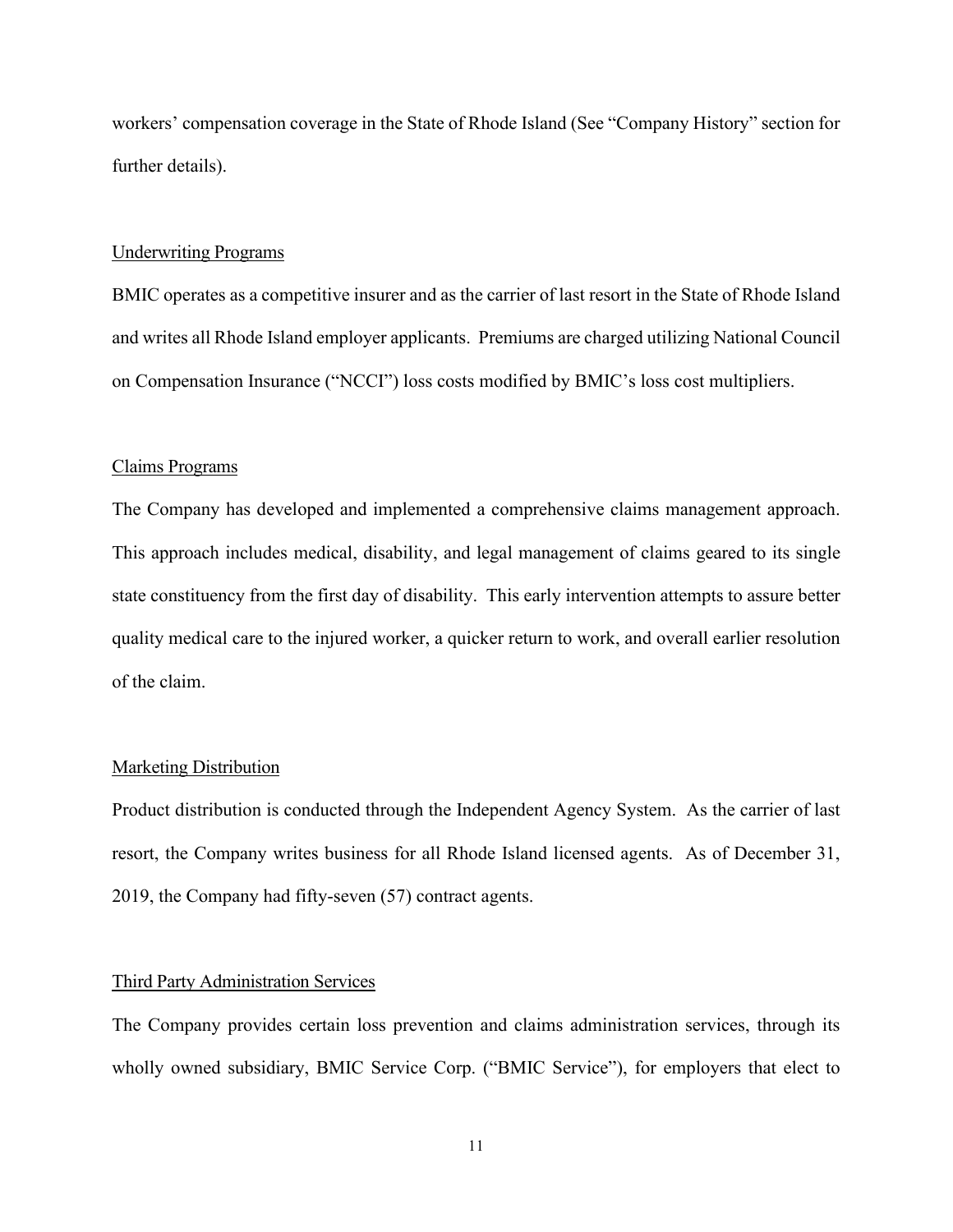workers' compensation coverage in the State of Rhode Island (See "Company History" section for further details).

### Underwriting Programs

BMIC operates as a competitive insurer and as the carrier of last resort in the State of Rhode Island and writes all Rhode Island employer applicants. Premiums are charged utilizing National Council on Compensation Insurance ("NCCI") loss costs modified by BMIC's loss cost multipliers.

### Claims Programs

The Company has developed and implemented a comprehensive claims management approach. This approach includes medical, disability, and legal management of claims geared to its single state constituency from the first day of disability. This early intervention attempts to assure better quality medical care to the injured worker, a quicker return to work, and overall earlier resolution of the claim.

### Marketing Distribution

Product distribution is conducted through the Independent Agency System. As the carrier of last resort, the Company writes business for all Rhode Island licensed agents. As of December 31, 2019, the Company had fifty-seven (57) contract agents.

### Third Party Administration Services

The Company provides certain loss prevention and claims administration services, through its wholly owned subsidiary, BMIC Service Corp. ("BMIC Service"), for employers that elect to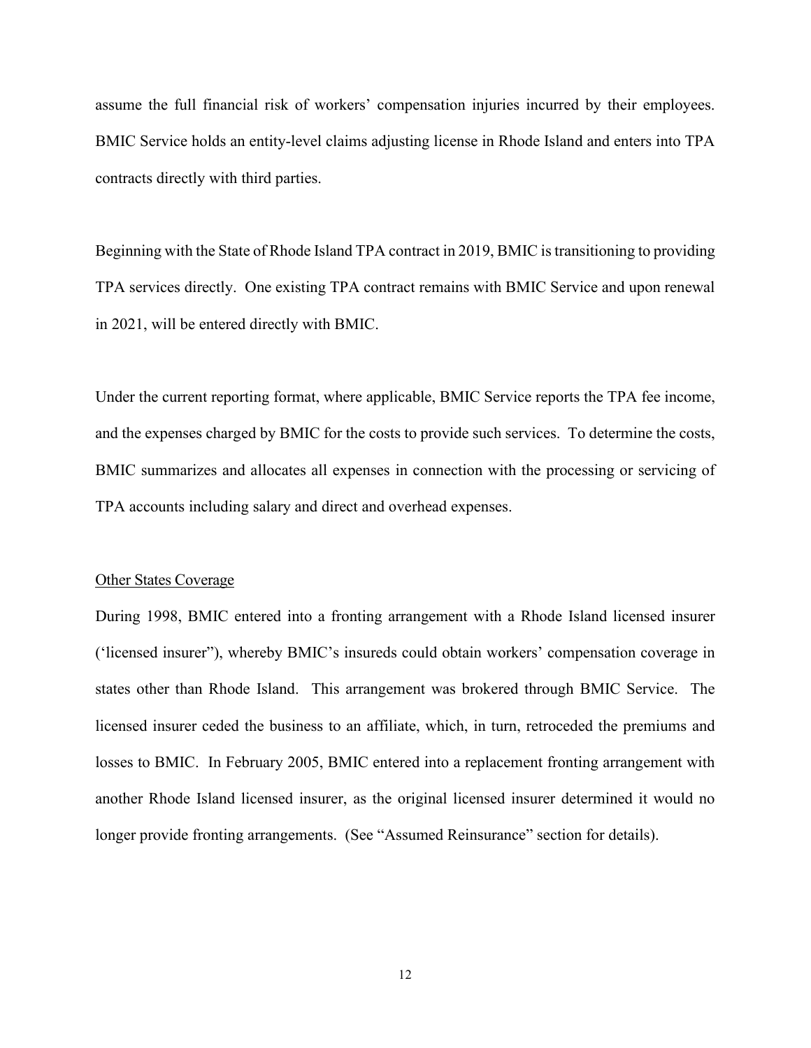assume the full financial risk of workers' compensation injuries incurred by their employees. BMIC Service holds an entity-level claims adjusting license in Rhode Island and enters into TPA contracts directly with third parties.

Beginning with the State of Rhode Island TPA contract in 2019, BMIC is transitioning to providing TPA services directly. One existing TPA contract remains with BMIC Service and upon renewal in 2021, will be entered directly with BMIC.

Under the current reporting format, where applicable, BMIC Service reports the TPA fee income, and the expenses charged by BMIC for the costs to provide such services. To determine the costs, BMIC summarizes and allocates all expenses in connection with the processing or servicing of TPA accounts including salary and direct and overhead expenses.

<u>Other States Coverage</u>

During 1998, BMIC entered into a fronting arrangement with a Rhode Island licensed insurer ('licensed insurer"), whereby BMIC's insureds could obtain workers' compensation coverage in states other than Rhode Island. This arrangement was brokered through BMIC Service. The licensed insurer ceded the business to an affiliate, which, in turn, retroceded the premiums and losses to BMIC. In February 2005, BMIC entered into a replacement fronting arrangement with another Rhode Island licensed insurer, as the original licensed insurer determined it would no longer provide fronting arrangements. (See "Assumed Reinsurance" section for details).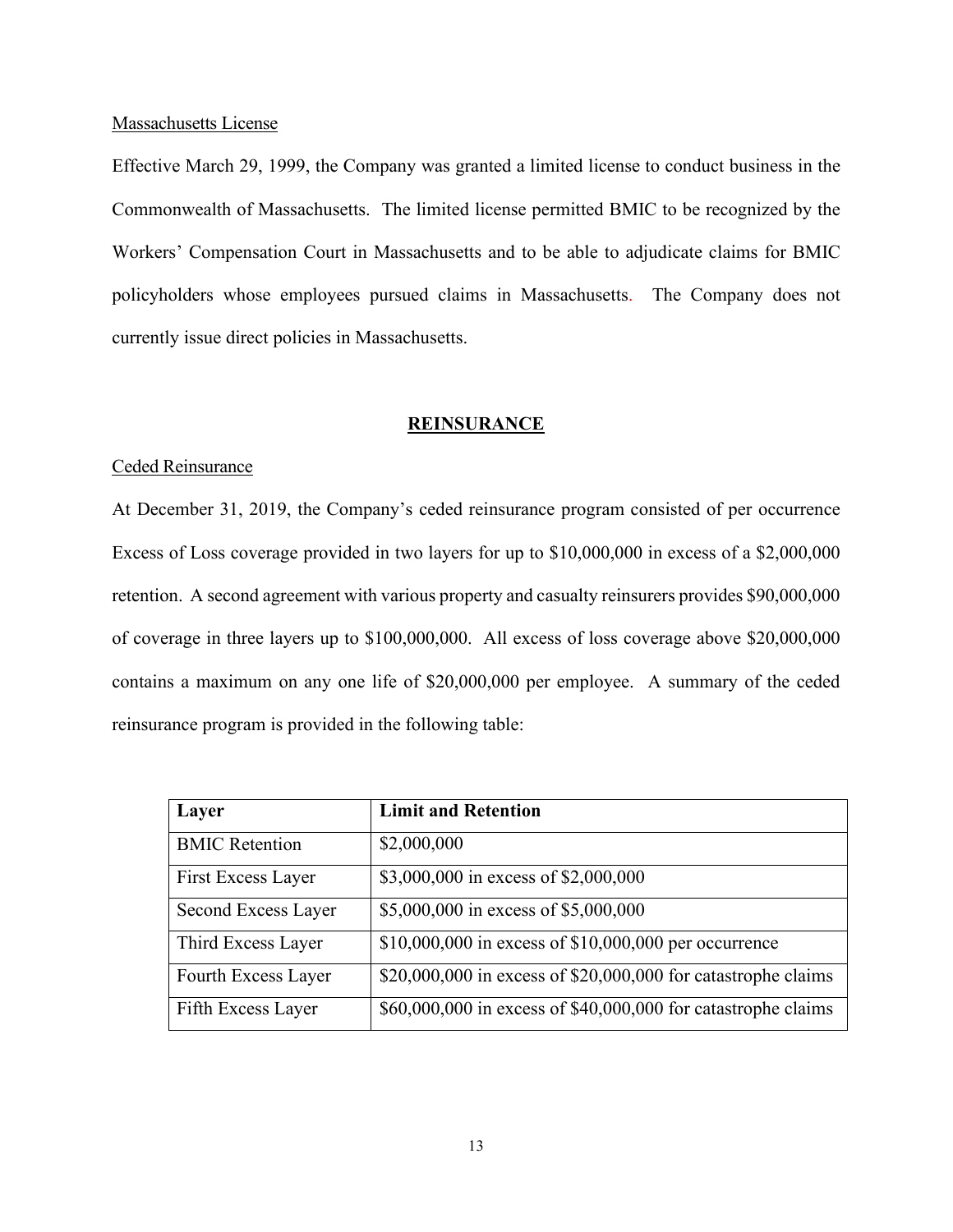Massachusetts License

Effective March 29, 1999, the Company was granted a limited license to conduct business in the Commonwealth of Massachusetts. The limited license permitted BMIC to be recognized by the Workers' Compensation Court in Massachusetts and to be able to adjudicate claims for BMIC policyholders whose employees pursued claims in Massachusetts. The Company does not currently issue direct policies in Massachusetts.

## REINSURANCE

Ceded Reinsurance

At December 31, 2019, the Company's ceded reinsurance program consisted of per occurrence Excess of Loss coverage provided in two layers for up to $10,000,000 in excess of a $2,000,000 retention. A second agreement with various property and casualty reinsurers provides $90,000,000 of coverage in three layers up to $100,000,000. All excess of loss coverage above $20,000,000 contains a maximum on any one life of $20,000,000 per employee. A summary of the ceded reinsurance program is provided in the following table:

| Layer | Limit and Retention |
| --- | --- |
| BMIC Retention | $2,000,000 |
| First Excess Layer | $3,000,000 in excess of $2,000,000 |
| Second Excess Layer | $5,000,000 in excess of $5,000,000 |
| Third Excess Layer | $10,000,000 in excess of $10,000,000 per occurrence |
| Fourth Excess Layer | $20,000,000 in excess of $20,000,000 for catastrophe claims |
| Fifth Excess Layer | $60,000,000 in excess of $40,000,000 for catastrophe claims |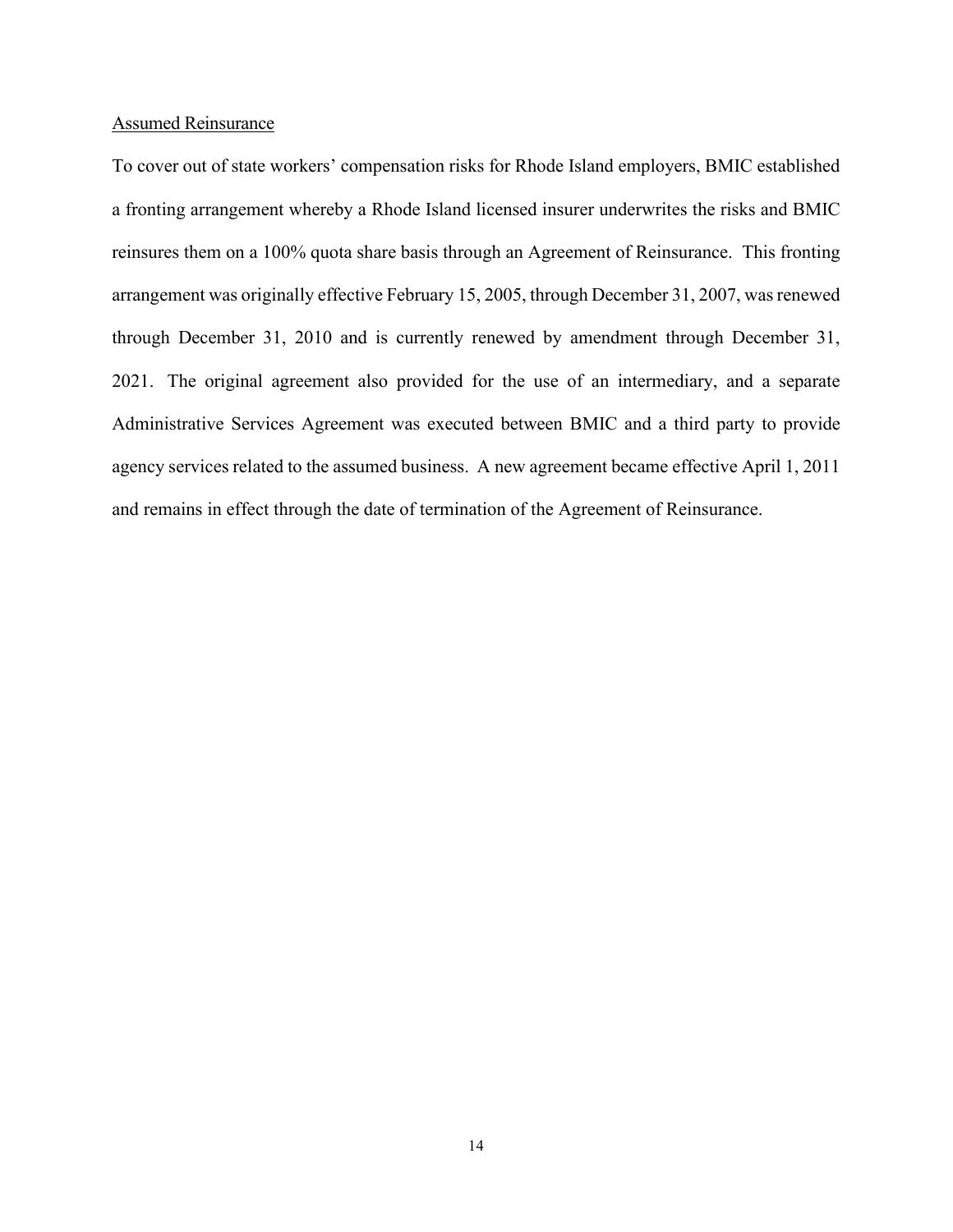<u>Assumed Reinsurance</u>

To cover out of state workers' compensation risks for Rhode Island employers, BMIC established a fronting arrangement whereby a Rhode Island licensed insurer underwrites the risks and BMIC reinsures them on a 100% quota share basis through an Agreement of Reinsurance. This fronting arrangement was originally effective February 15, 2005, through December 31, 2007, was renewed through December 31, 2010 and is currently renewed by amendment through December 31, 2021. The original agreement also provided for the use of an intermediary, and a separate Administrative Services Agreement was executed between BMIC and a third party to provide agency services related to the assumed business. A new agreement became effective April 1, 2011 and remains in effect through the date of termination of the Agreement of Reinsurance.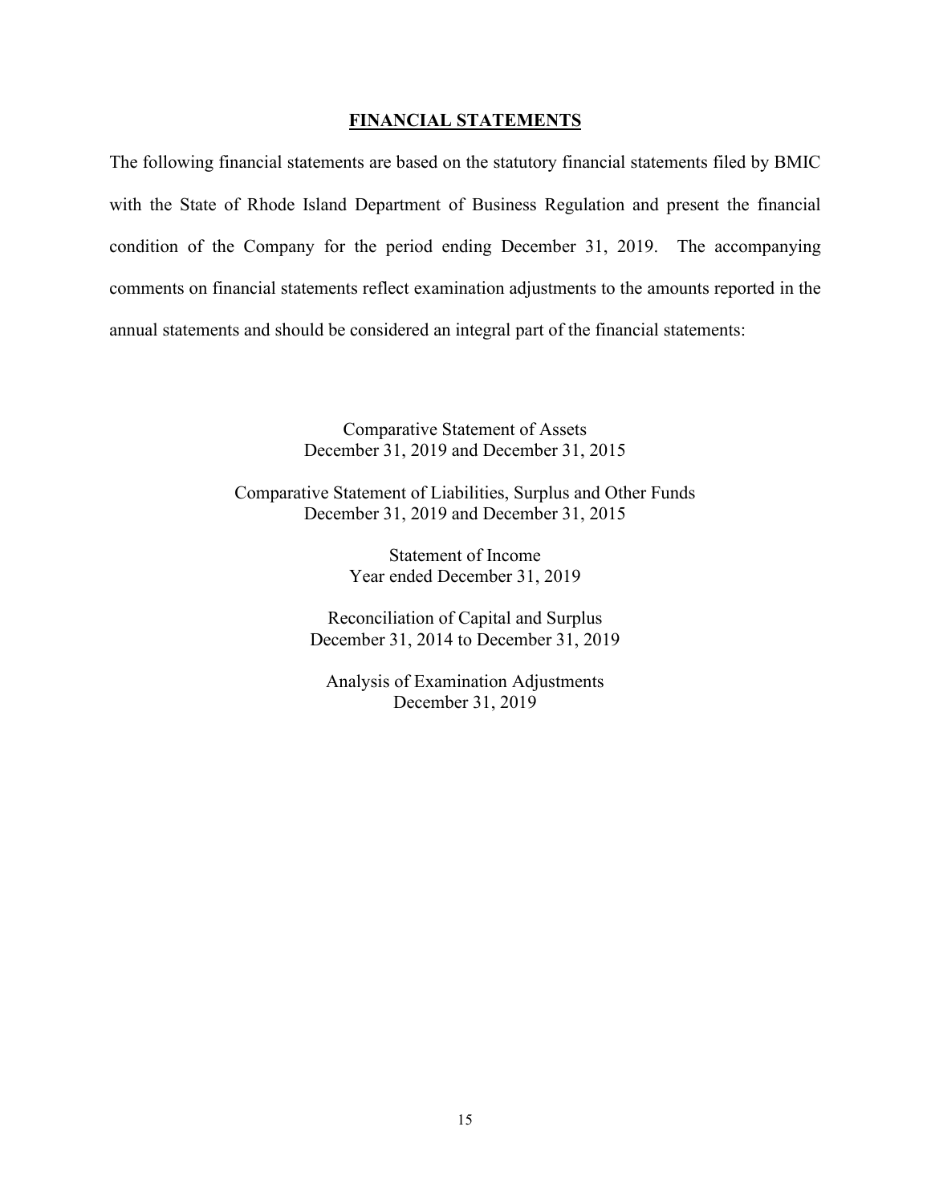## FINANCIAL STATEMENTS

The following financial statements are based on the statutory financial statements filed by BMIC with the State of Rhode Island Department of Business Regulation and present the financial condition of the Company for the period ending December 31, 2019. The accompanying comments on financial statements reflect examination adjustments to the amounts reported in the annual statements and should be considered an integral part of the financial statements:

Comparative Statement of Assets
December 31, 2019 and December 31, 2015

Comparative Statement of Liabilities, Surplus and Other Funds
December 31, 2019 and December 31, 2015

Statement of Income
Year ended December 31, 2019

Reconciliation of Capital and Surplus
December 31, 2014 to December 31, 2019

Analysis of Examination Adjustments
December 31, 2019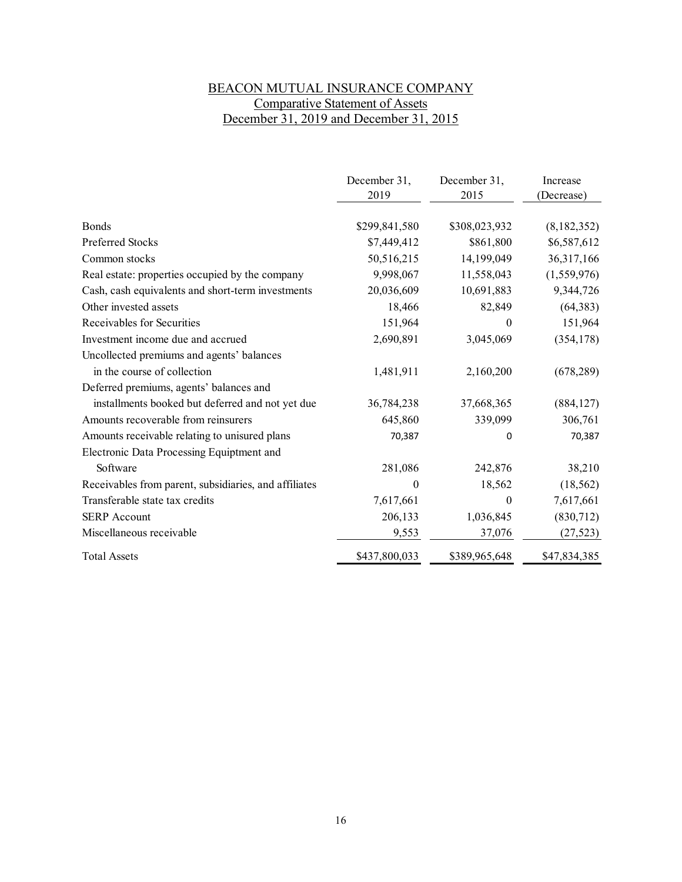BEACON MUTUAL INSURANCE COMPANY

Comparative Statement of Assets

December 31, 2019 and December 31, 2015

| | December 31, 2019 | December 31, 2015 | Increase (Decrease) |
|---|---|---|---|
| Bonds | $299,841,580 | $308,023,932 | (8,182,352) |
| Preferred Stocks | $7,449,412 | $861,800 | $6,587,612 |
| Common stocks | 50,516,215 | 14,199,049 | 36,317,166 |
| Real estate: properties occupied by the company | 9,998,067 | 11,558,043 | (1,559,976) |
| Cash, cash equivalents and short-term investments | 20,036,609 | 10,691,883 | 9,344,726 |
| Other invested assets | 18,466 | 82,849 | (64,383) |
| Receivables for Securities | 151,964 | 0 | 151,964 |
| Investment income due and accrued | 2,690,891 | 3,045,069 | (354,178) |
| Uncollected premiums and agents' balances in the course of collection | 1,481,911 | 2,160,200 | (678,289) |
| Deferred premiums, agents' balances and installments booked but deferred and not yet due | 36,784,238 | 37,668,365 | (884,127) |
| Amounts recoverable from reinsurers | 645,860 | 339,099 | 306,761 |
| Amounts receivable relating to unisured plans | 70,387 | 0 | 70,387 |
| Electronic Data Processing Equiptment and Software | 281,086 | 242,876 | 38,210 |
| Receivables from parent, subsidiaries, and affiliates | 0 | 18,562 | (18,562) |
| Transferable state tax credits | 7,617,661 | 0 | 7,617,661 |
| SERP Account | 206,133 | 1,036,845 | (830,712) |
| Miscellaneous receivable | 9,553 | 37,076 | (27,523) |
| Total Assets | $437,800,033 | $389,965,648 | $47,834,385 |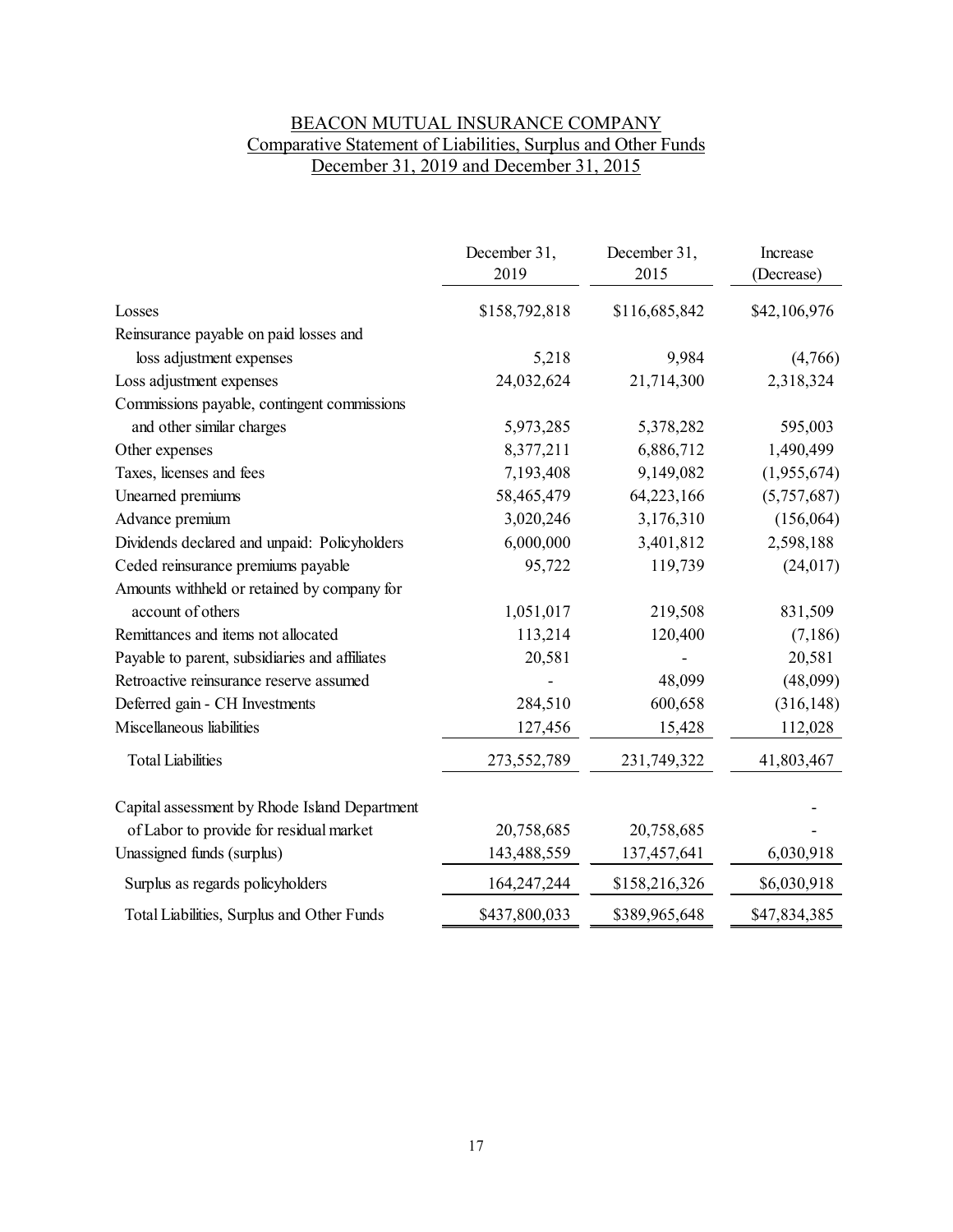# BEACON MUTUAL INSURANCE COMPANY
## Comparative Statement of Liabilities, Surplus and Other Funds
### December 31, 2019 and December 31, 2015

| | December 31, 2019 | December 31, 2015 | Increase (Decrease) |
|---|---|---|---|
| Losses | $158,792,818 | $116,685,842 | $42,106,976 |
| Reinsurance payable on paid losses and loss adjustment expenses | 5,218 | 9,984 | (4,766) |
| Loss adjustment expenses | 24,032,624 | 21,714,300 | 2,318,324 |
| Commissions payable, contingent commissions and other similar charges | 5,973,285 | 5,378,282 | 595,003 |
| Other expenses | 8,377,211 | 6,886,712 | 1,490,499 |
| Taxes, licenses and fees | 7,193,408 | 9,149,082 | (1,955,674) |
| Unearned premiums | 58,465,479 | 64,223,166 | (5,757,687) |
| Advance premium | 3,020,246 | 3,176,310 | (156,064) |
| Dividends declared and unpaid: Policyholders | 6,000,000 | 3,401,812 | 2,598,188 |
| Ceded reinsurance premiums payable | 95,722 | 119,739 | (24,017) |
| Amounts withheld or retained by company for account of others | 1,051,017 | 219,508 | 831,509 |
| Remittances and items not allocated | 113,214 | 120,400 | (7,186) |
| Payable to parent, subsidiaries and affiliates | 20,581 | - | 20,581 |
| Retroactive reinsurance reserve assumed | - | 48,099 | (48,099) |
| Deferred gain - CH Investments | 284,510 | 600,658 | (316,148) |
| Miscellaneous liabilities | 127,456 | 15,428 | 112,028 |
| Total Liabilities | 273,552,789 | 231,749,322 | 41,803,467 |
| Capital assessment by Rhode Island Department of Labor to provide for residual market | 20,758,685 | 20,758,685 | - |
| Unassigned funds (surplus) | 143,488,559 | 137,457,641 | 6,030,918 |
| Surplus as regards policyholders | 164,247,244 | $158,216,326 | $6,030,918 |
| Total Liabilities, Surplus and Other Funds | $437,800,033 | $389,965,648 | $47,834,385 |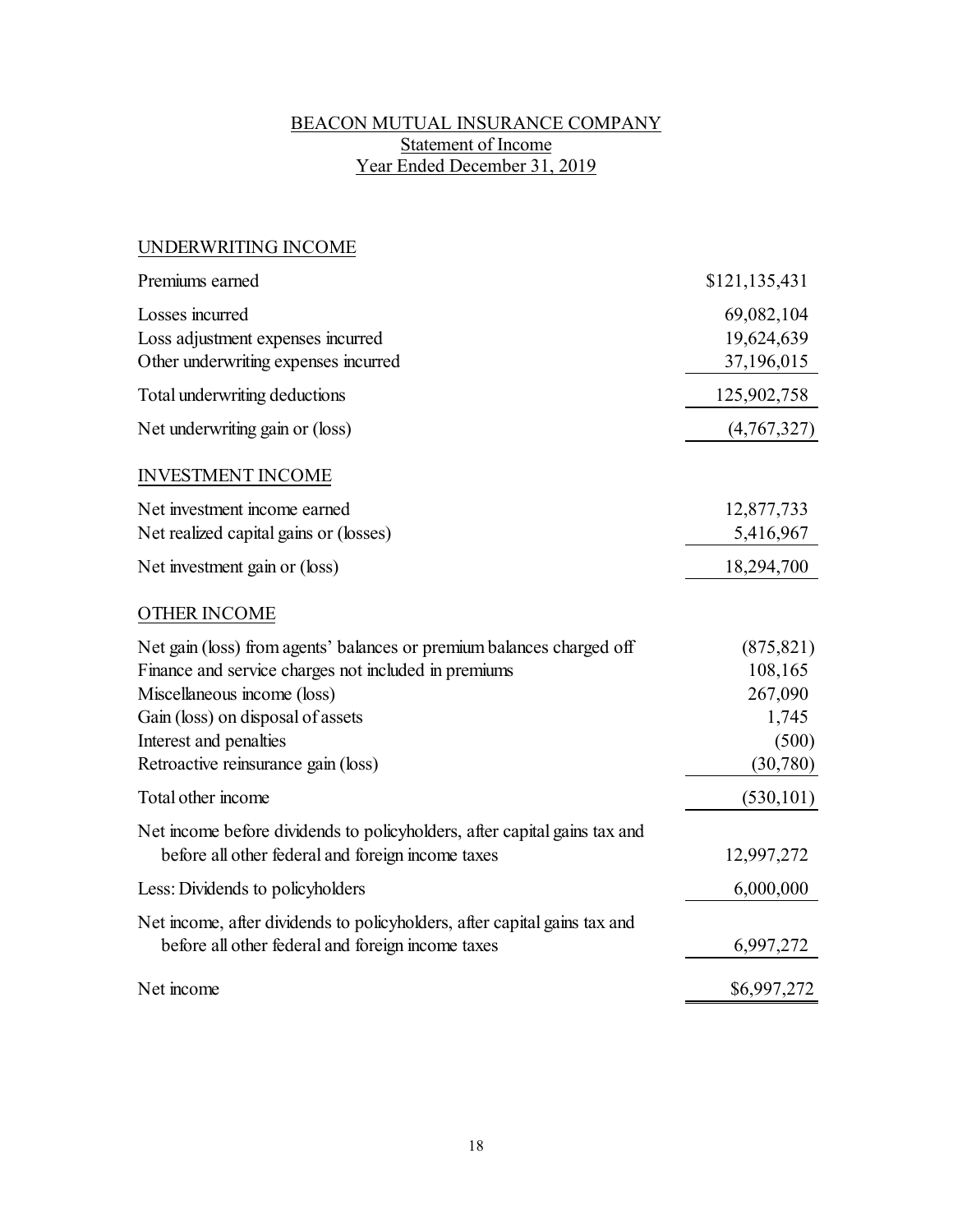# BEACON MUTUAL INSURANCE COMPANY
## Statement of Income
## Year Ended December 31, 2019

| | |
|---|---|
| **UNDERWRITING INCOME** | |
| Premiums earned | $121,135,431 |
| Losses incurred | 69,082,104 |
| Loss adjustment expenses incurred | 19,624,639 |
| Other underwriting expenses incurred | 37,196,015 |
| Total underwriting deductions | 125,902,758 |
| Net underwriting gain or (loss) | (4,767,327) |
| **INVESTMENT INCOME** | |
| Net investment income earned | 12,877,733 |
| Net realized capital gains or (losses) | 5,416,967 |
| Net investment gain or (loss) | 18,294,700 |
| **OTHER INCOME** | |
| Net gain (loss) from agents' balances or premium balances charged off | (875,821) |
| Finance and service charges not included in premiums | 108,165 |
| Miscellaneous income (loss) | 267,090 |
| Gain (loss) on disposal of assets | 1,745 |
| Interest and penalties | (500) |
| Retroactive reinsurance gain (loss) | (30,780) |
| Total other income | (530,101) |
| Net income before dividends to policyholders, after capital gains tax and before all other federal and foreign income taxes | 12,997,272 |
| Less: Dividends to policyholders | 6,000,000 |
| Net income, after dividends to policyholders, after capital gains tax and before all other federal and foreign income taxes | 6,997,272 |
| Net income | $6,997,272 |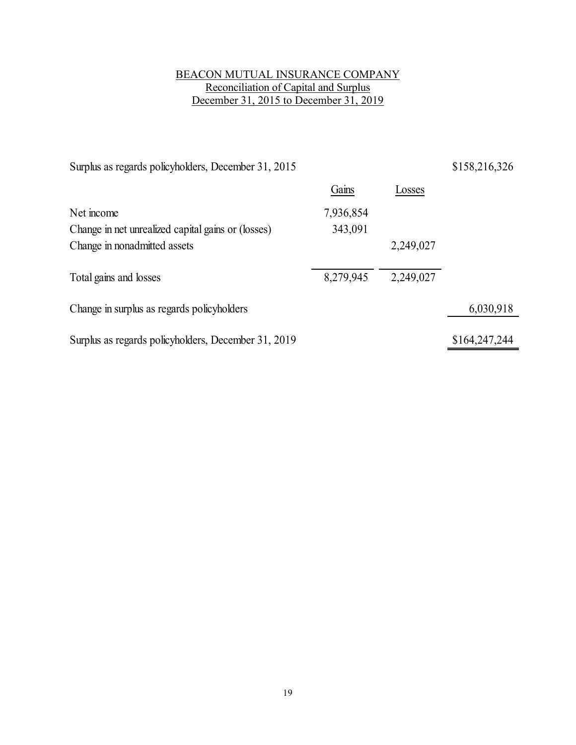# BEACON MUTUAL INSURANCE COMPANY

## Reconciliation of Capital and Surplus

## December 31, 2015 to December 31, 2019

| | Gains | Losses | |
|---|---|---|---|
| Surplus as regards policyholders, December 31, 2015 | | | $158,216,326 |
| Net income | 7,936,854 | | |
| Change in net unrealized capital gains or (losses) | 343,091 | | |
| Change in nonadmitted assets | | 2,249,027 | |
| Total gains and losses | 8,279,945 | 2,249,027 | |
| Change in surplus as regards policyholders | | | 6,030,918 |
| Surplus as regards policyholders, December 31, 2019 | | | $164,247,244 |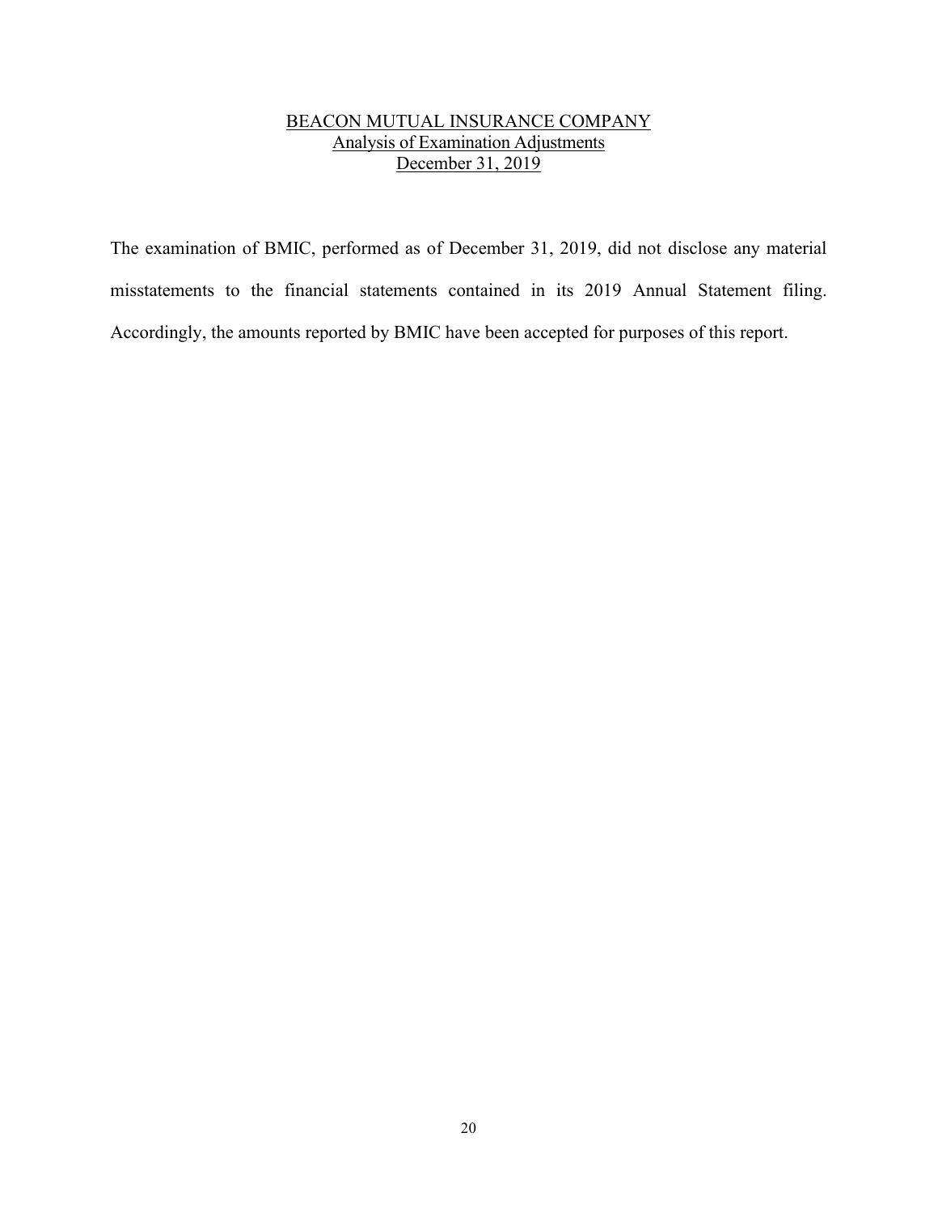BEACON MUTUAL INSURANCE COMPANY
Analysis of Examination Adjustments
December 31, 2019

The examination of BMIC, performed as of December 31, 2019, did not disclose any material misstatements to the financial statements contained in its 2019 Annual Statement filing. Accordingly, the amounts reported by BMIC have been accepted for purposes of this report.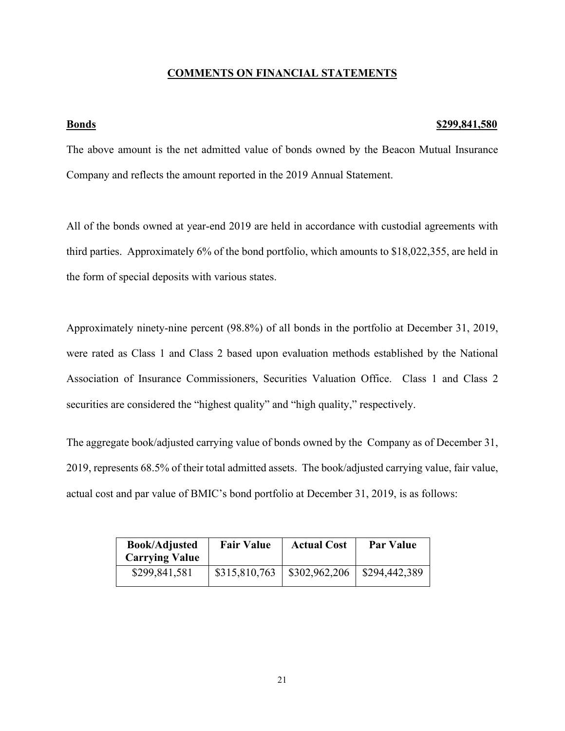## COMMENTS ON FINANCIAL STATEMENTS

**Bonds** **$299,841,580**

The above amount is the net admitted value of bonds owned by the Beacon Mutual Insurance Company and reflects the amount reported in the 2019 Annual Statement.

All of the bonds owned at year-end 2019 are held in accordance with custodial agreements with third parties. Approximately 6% of the bond portfolio, which amounts to $18,022,355, are held in the form of special deposits with various states.

Approximately ninety-nine percent (98.8%) of all bonds in the portfolio at December 31, 2019, were rated as Class 1 and Class 2 based upon evaluation methods established by the National Association of Insurance Commissioners, Securities Valuation Office. Class 1 and Class 2 securities are considered the "highest quality" and "high quality," respectively.

The aggregate book/adjusted carrying value of bonds owned by the Company as of December 31, 2019, represents 68.5% of their total admitted assets. The book/adjusted carrying value, fair value, actual cost and par value of BMIC's bond portfolio at December 31, 2019, is as follows:

| Book/Adjusted Carrying Value | Fair Value | Actual Cost | Par Value |
| --- | --- | --- | --- |
| $299,841,581 | $315,810,763 | $302,962,206 | $294,442,389 |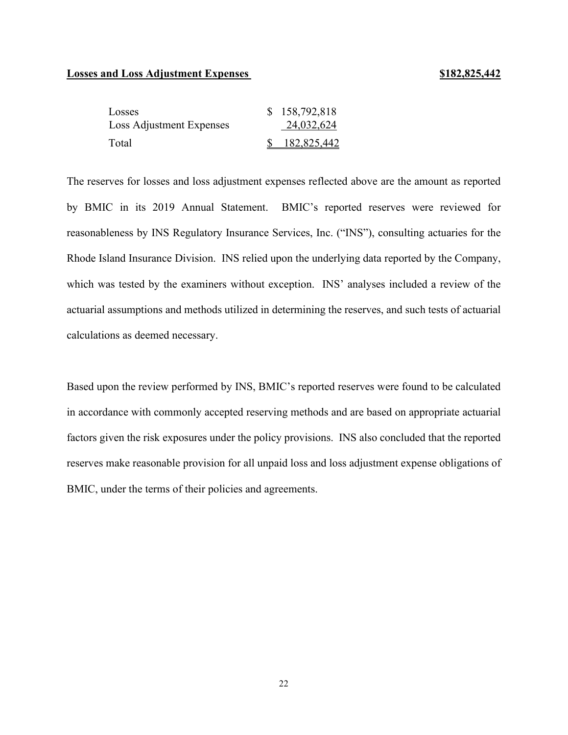**Losses and Loss Adjustment Expenses** **$182,825,442**

| | |
|---|---|
| Losses | $ 158,792,818 |
| Loss Adjustment Expenses | 24,032,624 |
| Total | $ 182,825,442 |

The reserves for losses and loss adjustment expenses reflected above are the amount as reported by BMIC in its 2019 Annual Statement. BMIC's reported reserves were reviewed for reasonableness by INS Regulatory Insurance Services, Inc. ("INS"), consulting actuaries for the Rhode Island Insurance Division. INS relied upon the underlying data reported by the Company, which was tested by the examiners without exception. INS' analyses included a review of the actuarial assumptions and methods utilized in determining the reserves, and such tests of actuarial calculations as deemed necessary.

Based upon the review performed by INS, BMIC's reported reserves were found to be calculated in accordance with commonly accepted reserving methods and are based on appropriate actuarial factors given the risk exposures under the policy provisions. INS also concluded that the reported reserves make reasonable provision for all unpaid loss and loss adjustment expense obligations of BMIC, under the terms of their policies and agreements.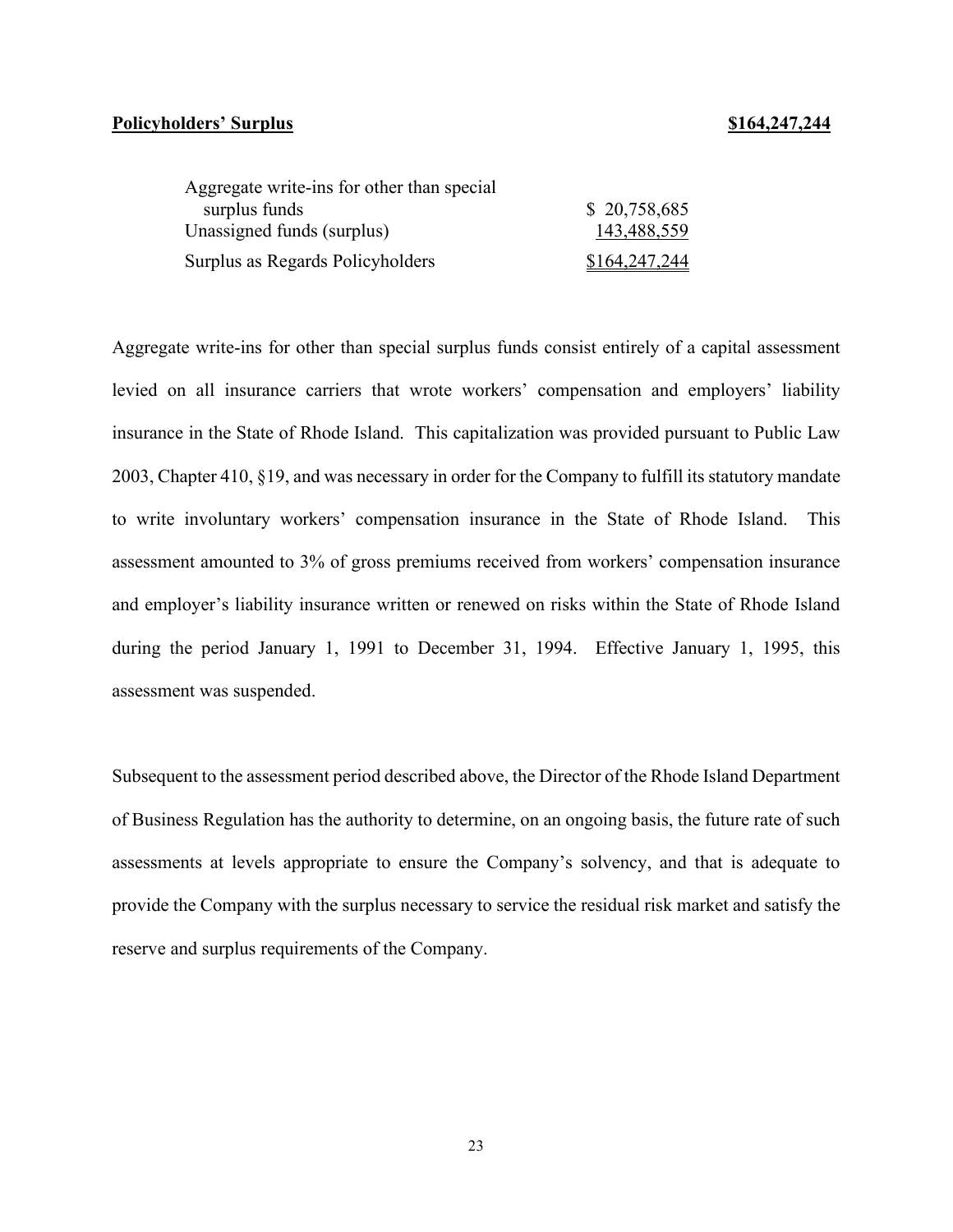**Policyholders' Surplus** **$164,247,244**

| | |
|---|---|
| Aggregate write-ins for other than special surplus funds | $ 20,758,685 |
| Unassigned funds (surplus) | 143,488,559 |
| Surplus as Regards Policyholders | $164,247,244 |

Aggregate write-ins for other than special surplus funds consist entirely of a capital assessment levied on all insurance carriers that wrote workers' compensation and employers' liability insurance in the State of Rhode Island. This capitalization was provided pursuant to Public Law 2003, Chapter 410, §19, and was necessary in order for the Company to fulfill its statutory mandate to write involuntary workers' compensation insurance in the State of Rhode Island. This assessment amounted to 3% of gross premiums received from workers' compensation insurance and employer's liability insurance written or renewed on risks within the State of Rhode Island during the period January 1, 1991 to December 31, 1994. Effective January 1, 1995, this assessment was suspended.

Subsequent to the assessment period described above, the Director of the Rhode Island Department of Business Regulation has the authority to determine, on an ongoing basis, the future rate of such assessments at levels appropriate to ensure the Company's solvency, and that is adequate to provide the Company with the surplus necessary to service the residual risk market and satisfy the reserve and surplus requirements of the Company.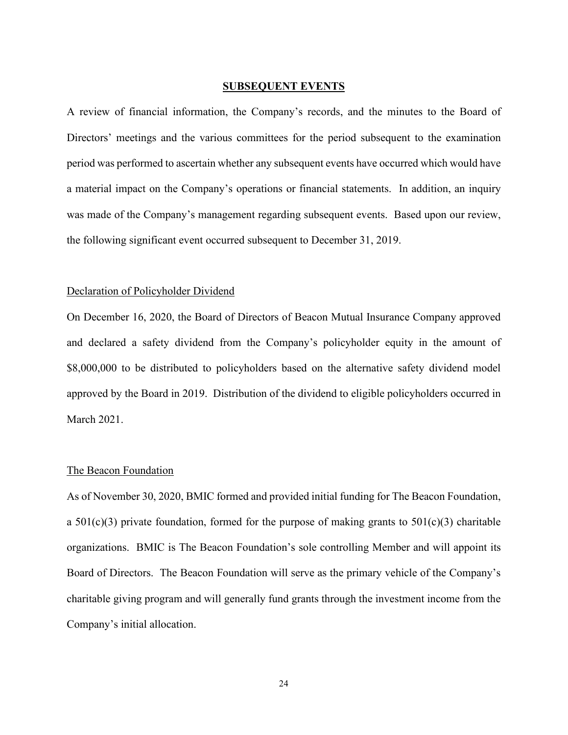## SUBSEQUENT EVENTS

A review of financial information, the Company's records, and the minutes to the Board of Directors' meetings and the various committees for the period subsequent to the examination period was performed to ascertain whether any subsequent events have occurred which would have a material impact on the Company's operations or financial statements. In addition, an inquiry was made of the Company's management regarding subsequent events. Based upon our review, the following significant event occurred subsequent to December 31, 2019.

### Declaration of Policyholder Dividend

On December 16, 2020, the Board of Directors of Beacon Mutual Insurance Company approved and declared a safety dividend from the Company's policyholder equity in the amount of $8,000,000 to be distributed to policyholders based on the alternative safety dividend model approved by the Board in 2019. Distribution of the dividend to eligible policyholders occurred in March 2021.

### The Beacon Foundation

As of November 30, 2020, BMIC formed and provided initial funding for The Beacon Foundation, a 501(c)(3) private foundation, formed for the purpose of making grants to 501(c)(3) charitable organizations. BMIC is The Beacon Foundation's sole controlling Member and will appoint its Board of Directors. The Beacon Foundation will serve as the primary vehicle of the Company's charitable giving program and will generally fund grants through the investment income from the Company's initial allocation.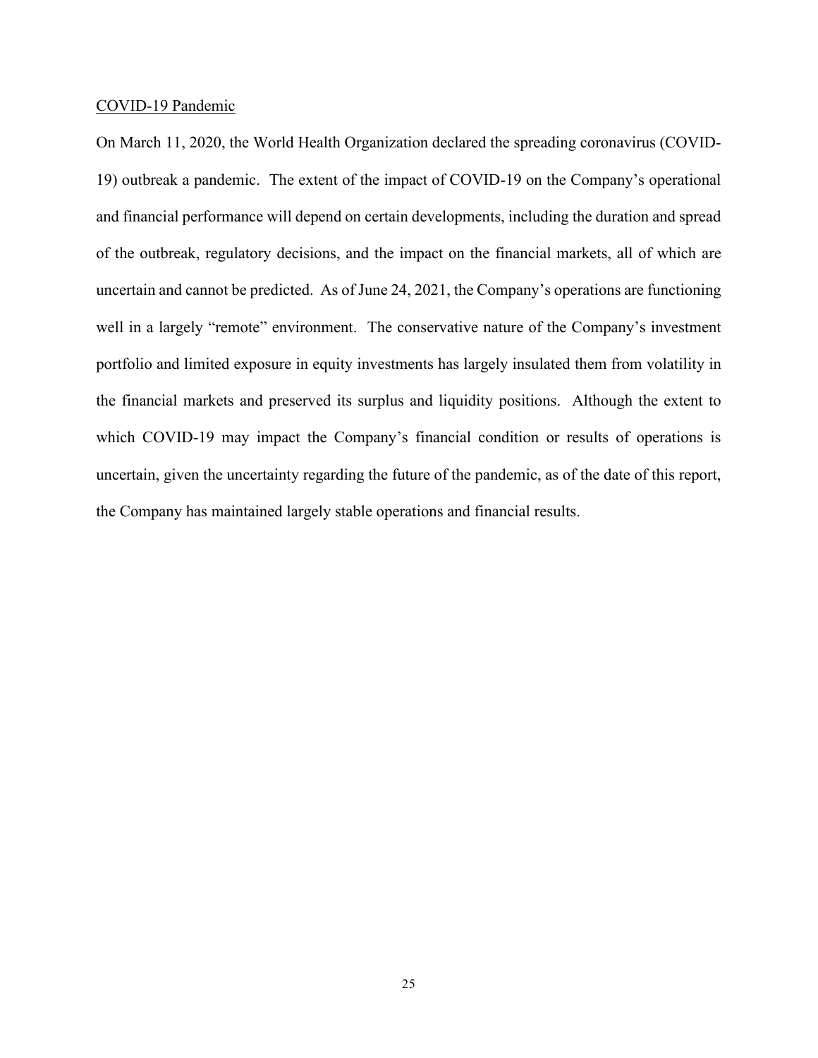COVID-19 Pandemic

On March 11, 2020, the World Health Organization declared the spreading coronavirus (COVID-19) outbreak a pandemic. The extent of the impact of COVID-19 on the Company's operational and financial performance will depend on certain developments, including the duration and spread of the outbreak, regulatory decisions, and the impact on the financial markets, all of which are uncertain and cannot be predicted. As of June 24, 2021, the Company's operations are functioning well in a largely "remote" environment. The conservative nature of the Company's investment portfolio and limited exposure in equity investments has largely insulated them from volatility in the financial markets and preserved its surplus and liquidity positions. Although the extent to which COVID-19 may impact the Company's financial condition or results of operations is uncertain, given the uncertainty regarding the future of the pandemic, as of the date of this report, the Company has maintained largely stable operations and financial results.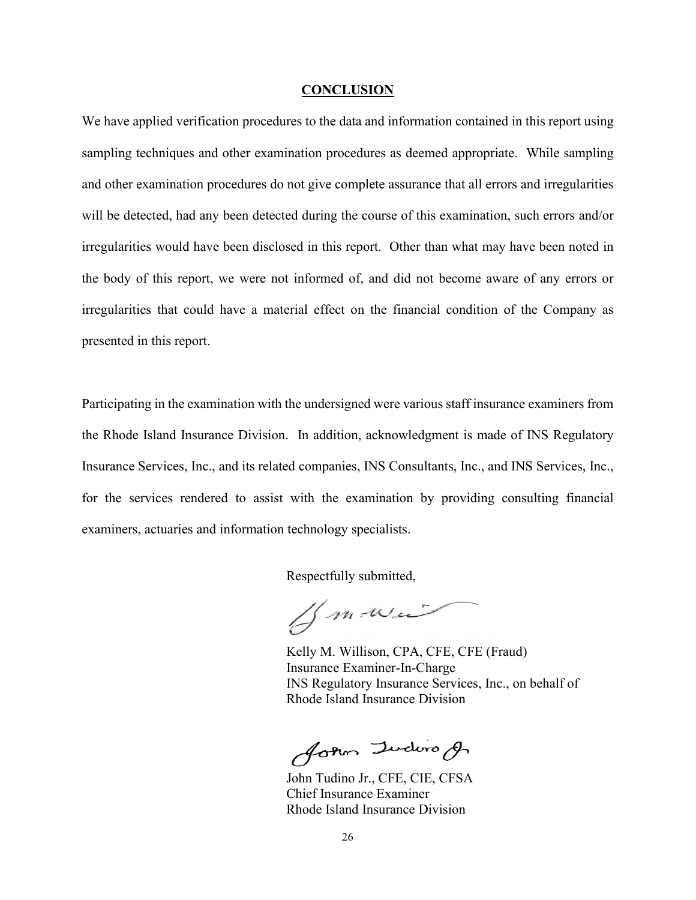## CONCLUSION

We have applied verification procedures to the data and information contained in this report using sampling techniques and other examination procedures as deemed appropriate. While sampling and other examination procedures do not give complete assurance that all errors and irregularities will be detected, had any been detected during the course of this examination, such errors and/or irregularities would have been disclosed in this report. Other than what may have been noted in the body of this report, we were not informed of, and did not become aware of any errors or irregularities that could have a material effect on the financial condition of the Company as presented in this report.

Participating in the examination with the undersigned were various staff insurance examiners from the Rhode Island Insurance Division. In addition, acknowledgment is made of INS Regulatory Insurance Services, Inc., and its related companies, INS Consultants, Inc., and INS Services, Inc., for the services rendered to assist with the examination by providing consulting financial examiners, actuaries and information technology specialists.

Respectfully submitted,

Kelly M. Willison, CPA, CFE, CFE (Fraud)
Insurance Examiner-In-Charge
INS Regulatory Insurance Services, Inc., on behalf of
Rhode Island Insurance Division

John Tudino Jr., CFE, CIE, CFSA
Chief Insurance Examiner
Rhode Island Insurance Division